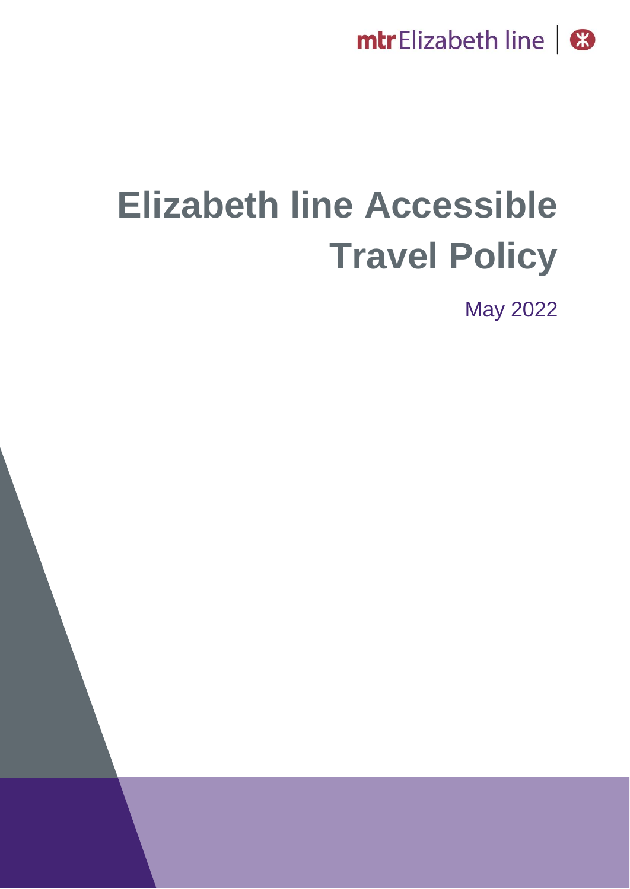mtr Elizabeth line

# Elizabeth line Accessible Travel Policy

May 2022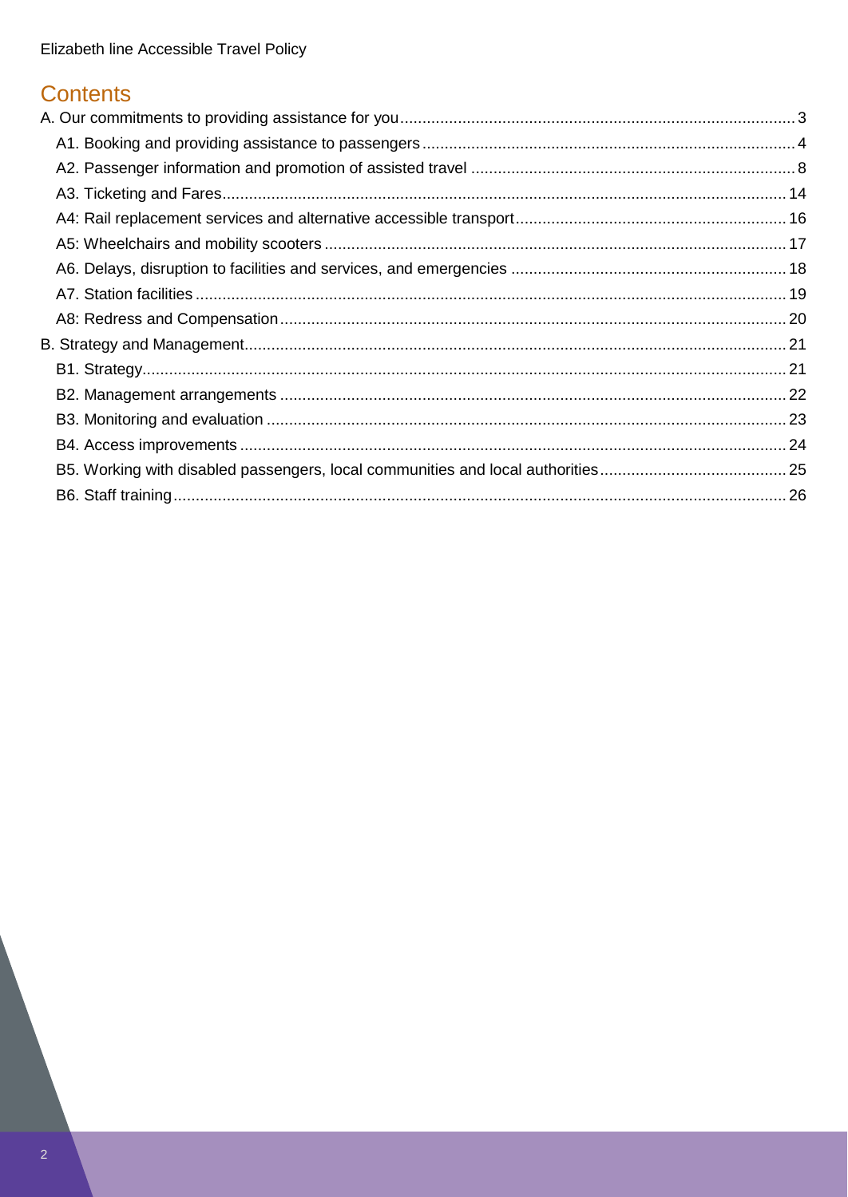## Contents

- A. Our commitments to providing assistance for you ........ 3
  - A1. Booking and providing assistance to passengers ........ 4
  - A2. Passenger information and promotion of assisted travel ........ 8
  - A3. Ticketing and Fares ........ 14
  - A4: Rail replacement services and alternative accessible transport ........ 16
  - A5: Wheelchairs and mobility scooters ........ 17
  - A6. Delays, disruption to facilities and services, and emergencies ........ 18
  - A7. Station facilities ........ 19
  - A8: Redress and Compensation ........ 20
- B. Strategy and Management ........ 21
  - B1. Strategy ........ 21
  - B2. Management arrangements ........ 22
  - B3. Monitoring and evaluation ........ 23
  - B4. Access improvements ........ 24
  - B5. Working with disabled passengers, local communities and local authorities ........ 25
  - B6. Staff training ........ 26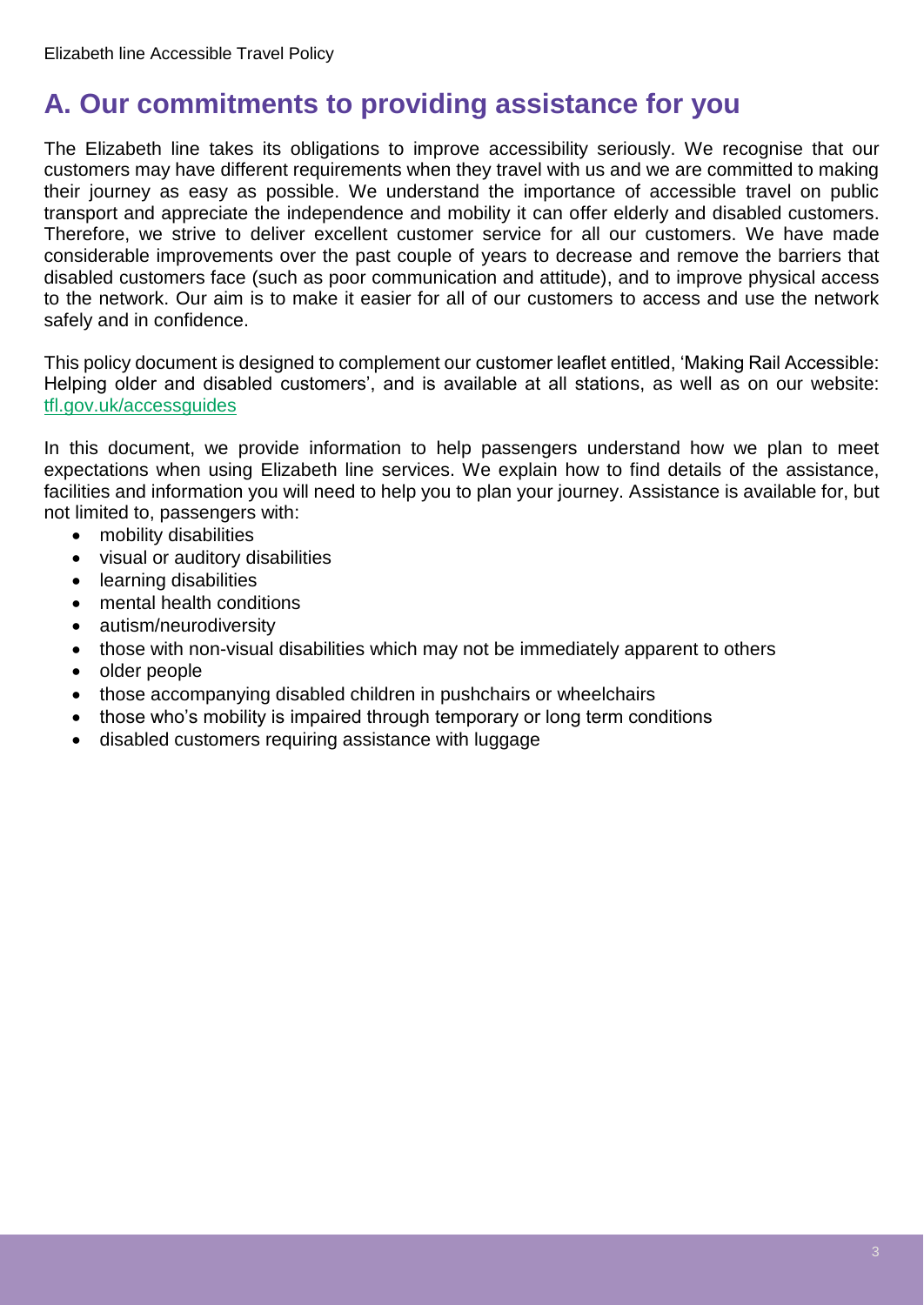# A. Our commitments to providing assistance for you

The Elizabeth line takes its obligations to improve accessibility seriously. We recognise that our customers may have different requirements when they travel with us and we are committed to making their journey as easy as possible. We understand the importance of accessible travel on public transport and appreciate the independence and mobility it can offer elderly and disabled customers. Therefore, we strive to deliver excellent customer service for all our customers. We have made considerable improvements over the past couple of years to decrease and remove the barriers that disabled customers face (such as poor communication and attitude), and to improve physical access to the network. Our aim is to make it easier for all of our customers to access and use the network safely and in confidence.

This policy document is designed to complement our customer leaflet entitled, 'Making Rail Accessible: Helping older and disabled customers', and is available at all stations, as well as on our website: [tfl.gov.uk/accessguides](tfl.gov.uk/accessguides)

In this document, we provide information to help passengers understand how we plan to meet expectations when using Elizabeth line services. We explain how to find details of the assistance, facilities and information you will need to help you to plan your journey. Assistance is available for, but not limited to, passengers with:

- mobility disabilities
- visual or auditory disabilities
- learning disabilities
- mental health conditions
- autism/neurodiversity
- those with non-visual disabilities which may not be immediately apparent to others
- older people
- those accompanying disabled children in pushchairs or wheelchairs
- those who's mobility is impaired through temporary or long term conditions
- disabled customers requiring assistance with luggage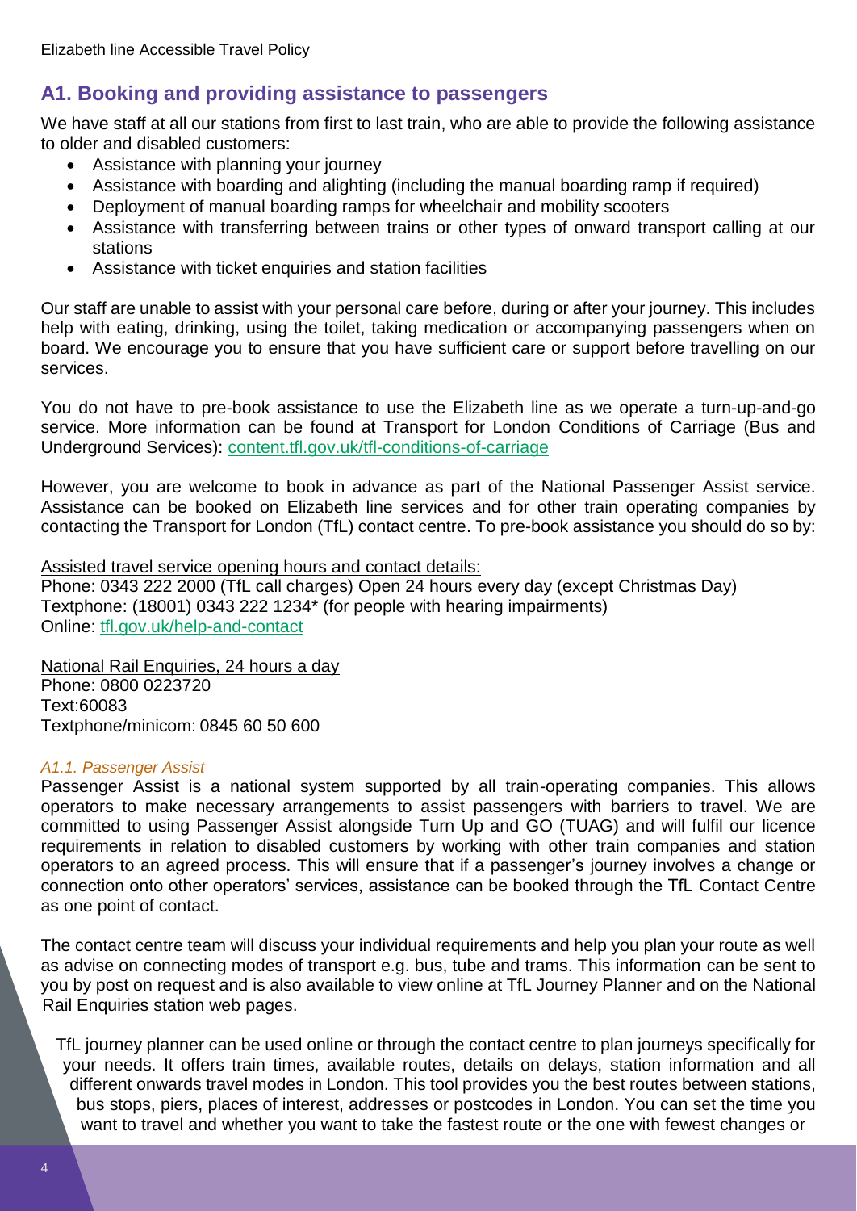## A1. Booking and providing assistance to passengers

We have staff at all our stations from first to last train, who are able to provide the following assistance to older and disabled customers:

- Assistance with planning your journey
- Assistance with boarding and alighting (including the manual boarding ramp if required)
- Deployment of manual boarding ramps for wheelchair and mobility scooters
- Assistance with transferring between trains or other types of onward transport calling at our stations
- Assistance with ticket enquiries and station facilities

Our staff are unable to assist with your personal care before, during or after your journey. This includes help with eating, drinking, using the toilet, taking medication or accompanying passengers when on board. We encourage you to ensure that you have sufficient care or support before travelling on our services.

You do not have to pre-book assistance to use the Elizabeth line as we operate a turn-up-and-go service. More information can be found at Transport for London Conditions of Carriage (Bus and Underground Services): [content.tfl.gov.uk/tfl-conditions-of-carriage](content.tfl.gov.uk/tfl-conditions-of-carriage)

However, you are welcome to book in advance as part of the National Passenger Assist service. Assistance can be booked on Elizabeth line services and for other train operating companies by contacting the Transport for London (TfL) contact centre. To pre-book assistance you should do so by:

Assisted travel service opening hours and contact details:
Phone: 0343 222 2000 (TfL call charges) Open 24 hours every day (except Christmas Day)
Textphone: (18001) 0343 222 1234* (for people with hearing impairments)
Online: [tfl.gov.uk/help-and-contact](tfl.gov.uk/help-and-contact)

National Rail Enquiries, 24 hours a day
Phone: 0800 0223720
Text:60083
Textphone/minicom: 0845 60 50 600

### *A1.1. Passenger Assist*

Passenger Assist is a national system supported by all train-operating companies. This allows operators to make necessary arrangements to assist passengers with barriers to travel. We are committed to using Passenger Assist alongside Turn Up and GO (TUAG) and will fulfil our licence requirements in relation to disabled customers by working with other train companies and station operators to an agreed process. This will ensure that if a passenger's journey involves a change or connection onto other operators' services, assistance can be booked through the TfL Contact Centre as one point of contact.

The contact centre team will discuss your individual requirements and help you plan your route as well as advise on connecting modes of transport e.g. bus, tube and trams. This information can be sent to you by post on request and is also available to view online at TfL Journey Planner and on the National Rail Enquiries station web pages.

TfL journey planner can be used online or through the contact centre to plan journeys specifically for your needs. It offers train times, available routes, details on delays, station information and all different onwards travel modes in London. This tool provides you the best routes between stations, bus stops, piers, places of interest, addresses or postcodes in London. You can set the time you want to travel and whether you want to take the fastest route or the one with fewest changes or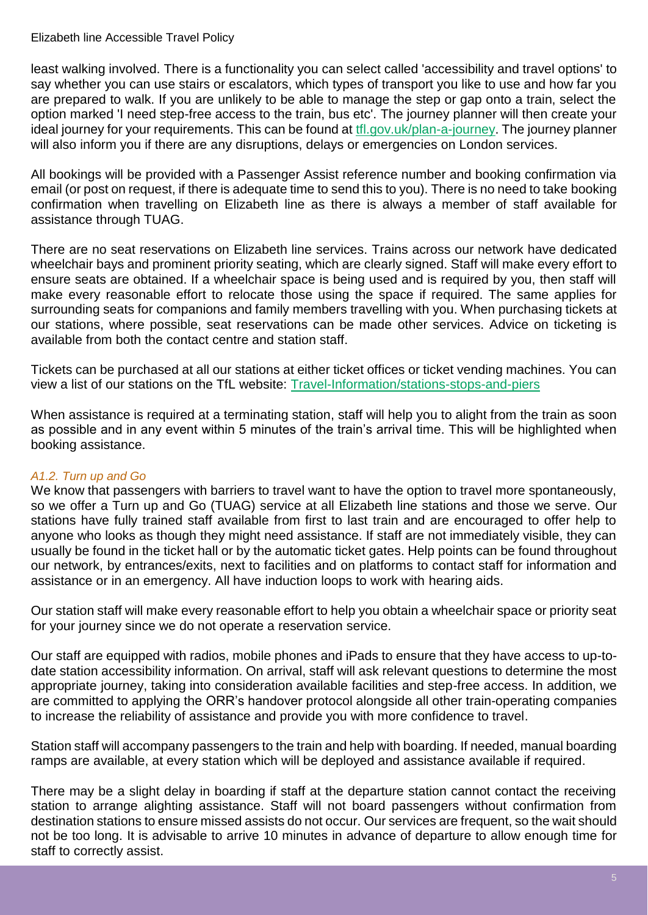least walking involved. There is a functionality you can select called 'accessibility and travel options' to say whether you can use stairs or escalators, which types of transport you like to use and how far you are prepared to walk. If you are unlikely to be able to manage the step or gap onto a train, select the option marked 'I need step-free access to the train, bus etc'. The journey planner will then create your ideal journey for your requirements. This can be found at [tfl.gov.uk/plan-a-journey](tfl.gov.uk/plan-a-journey). The journey planner will also inform you if there are any disruptions, delays or emergencies on London services.

All bookings will be provided with a Passenger Assist reference number and booking confirmation via email (or post on request, if there is adequate time to send this to you). There is no need to take booking confirmation when travelling on Elizabeth line as there is always a member of staff available for assistance through TUAG.

There are no seat reservations on Elizabeth line services. Trains across our network have dedicated wheelchair bays and prominent priority seating, which are clearly signed. Staff will make every effort to ensure seats are obtained. If a wheelchair space is being used and is required by you, then staff will make every reasonable effort to relocate those using the space if required. The same applies for surrounding seats for companions and family members travelling with you. When purchasing tickets at our stations, where possible, seat reservations can be made other services. Advice on ticketing is available from both the contact centre and station staff.

Tickets can be purchased at all our stations at either ticket offices or ticket vending machines. You can view a list of our stations on the TfL website: [Travel-Information/stations-stops-and-piers](Travel-Information/stations-stops-and-piers)

When assistance is required at a terminating station, staff will help you to alight from the train as soon as possible and in any event within 5 minutes of the train's arrival time. This will be highlighted when booking assistance.

### *A1.2. Turn up and Go*

We know that passengers with barriers to travel want to have the option to travel more spontaneously, so we offer a Turn up and Go (TUAG) service at all Elizabeth line stations and those we serve. Our stations have fully trained staff available from first to last train and are encouraged to offer help to anyone who looks as though they might need assistance. If staff are not immediately visible, they can usually be found in the ticket hall or by the automatic ticket gates. Help points can be found throughout our network, by entrances/exits, next to facilities and on platforms to contact staff for information and assistance or in an emergency. All have induction loops to work with hearing aids.

Our station staff will make every reasonable effort to help you obtain a wheelchair space or priority seat for your journey since we do not operate a reservation service.

Our staff are equipped with radios, mobile phones and iPads to ensure that they have access to up-to-date station accessibility information. On arrival, staff will ask relevant questions to determine the most appropriate journey, taking into consideration available facilities and step-free access. In addition, we are committed to applying the ORR's handover protocol alongside all other train-operating companies to increase the reliability of assistance and provide you with more confidence to travel.

Station staff will accompany passengers to the train and help with boarding. If needed, manual boarding ramps are available, at every station which will be deployed and assistance available if required.

There may be a slight delay in boarding if staff at the departure station cannot contact the receiving station to arrange alighting assistance. Staff will not board passengers without confirmation from destination stations to ensure missed assists do not occur. Our services are frequent, so the wait should not be too long. It is advisable to arrive 10 minutes in advance of departure to allow enough time for staff to correctly assist.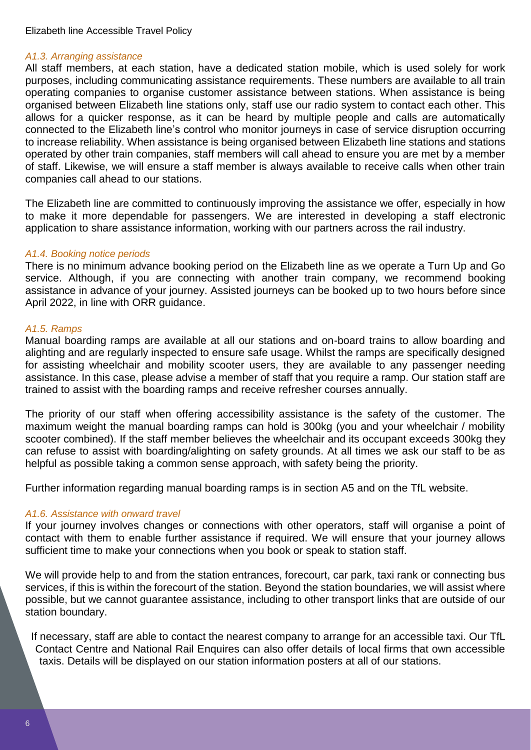### *A1.3. Arranging assistance*

All staff members, at each station, have a dedicated station mobile, which is used solely for work purposes, including communicating assistance requirements. These numbers are available to all train operating companies to organise customer assistance between stations. When assistance is being organised between Elizabeth line stations only, staff use our radio system to contact each other. This allows for a quicker response, as it can be heard by multiple people and calls are automatically connected to the Elizabeth line's control who monitor journeys in case of service disruption occurring to increase reliability. When assistance is being organised between Elizabeth line stations and stations operated by other train companies, staff members will call ahead to ensure you are met by a member of staff. Likewise, we will ensure a staff member is always available to receive calls when other train companies call ahead to our stations.

The Elizabeth line are committed to continuously improving the assistance we offer, especially in how to make it more dependable for passengers. We are interested in developing a staff electronic application to share assistance information, working with our partners across the rail industry.

### *A1.4. Booking notice periods*

There is no minimum advance booking period on the Elizabeth line as we operate a Turn Up and Go service. Although, if you are connecting with another train company, we recommend booking assistance in advance of your journey. Assisted journeys can be booked up to two hours before since April 2022, in line with ORR guidance.

### *A1.5. Ramps*

Manual boarding ramps are available at all our stations and on-board trains to allow boarding and alighting and are regularly inspected to ensure safe usage. Whilst the ramps are specifically designed for assisting wheelchair and mobility scooter users, they are available to any passenger needing assistance. In this case, please advise a member of staff that you require a ramp. Our station staff are trained to assist with the boarding ramps and receive refresher courses annually.

The priority of our staff when offering accessibility assistance is the safety of the customer. The maximum weight the manual boarding ramps can hold is 300kg (you and your wheelchair / mobility scooter combined). If the staff member believes the wheelchair and its occupant exceeds 300kg they can refuse to assist with boarding/alighting on safety grounds. At all times we ask our staff to be as helpful as possible taking a common sense approach, with safety being the priority.

Further information regarding manual boarding ramps is in section A5 and on the TfL website.

### *A1.6. Assistance with onward travel*

If your journey involves changes or connections with other operators, staff will organise a point of contact with them to enable further assistance if required. We will ensure that your journey allows sufficient time to make your connections when you book or speak to station staff.

We will provide help to and from the station entrances, forecourt, car park, taxi rank or connecting bus services, if this is within the forecourt of the station. Beyond the station boundaries, we will assist where possible, but we cannot guarantee assistance, including to other transport links that are outside of our station boundary.

If necessary, staff are able to contact the nearest company to arrange for an accessible taxi. Our TfL Contact Centre and National Rail Enquires can also offer details of local firms that own accessible taxis. Details will be displayed on our station information posters at all of our stations.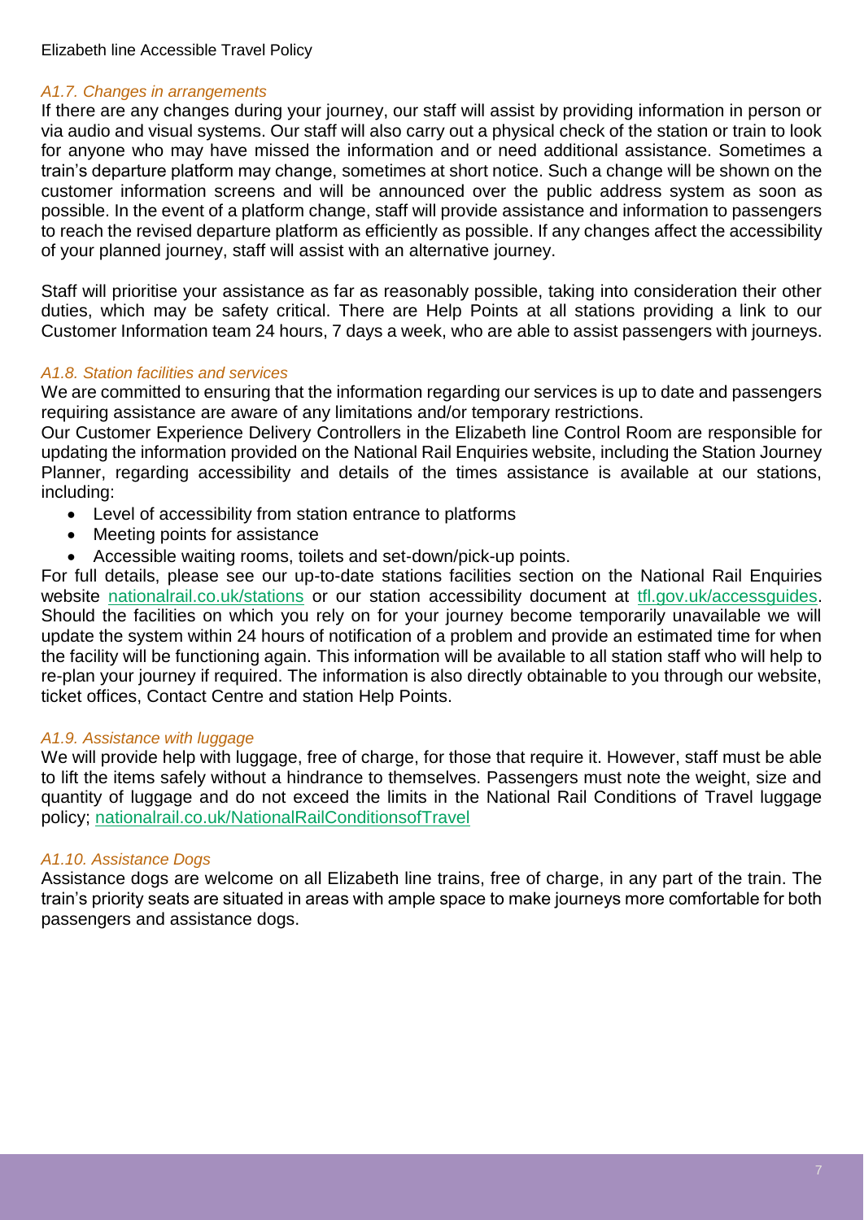### *A1.7. Changes in arrangements*

If there are any changes during your journey, our staff will assist by providing information in person or via audio and visual systems. Our staff will also carry out a physical check of the station or train to look for anyone who may have missed the information and or need additional assistance. Sometimes a train's departure platform may change, sometimes at short notice. Such a change will be shown on the customer information screens and will be announced over the public address system as soon as possible. In the event of a platform change, staff will provide assistance and information to passengers to reach the revised departure platform as efficiently as possible. If any changes affect the accessibility of your planned journey, staff will assist with an alternative journey.

Staff will prioritise your assistance as far as reasonably possible, taking into consideration their other duties, which may be safety critical. There are Help Points at all stations providing a link to our Customer Information team 24 hours, 7 days a week, who are able to assist passengers with journeys.

### *A1.8. Station facilities and services*

We are committed to ensuring that the information regarding our services is up to date and passengers requiring assistance are aware of any limitations and/or temporary restrictions.

Our Customer Experience Delivery Controllers in the Elizabeth line Control Room are responsible for updating the information provided on the National Rail Enquiries website, including the Station Journey Planner, regarding accessibility and details of the times assistance is available at our stations, including:

- Level of accessibility from station entrance to platforms
- Meeting points for assistance
- Accessible waiting rooms, toilets and set-down/pick-up points.

For full details, please see our up-to-date stations facilities section on the National Rail Enquiries website nationalrail.co.uk/stations or our station accessibility document at tfl.gov.uk/accessguides. Should the facilities on which you rely on for your journey become temporarily unavailable we will update the system within 24 hours of notification of a problem and provide an estimated time for when the facility will be functioning again. This information will be available to all station staff who will help to re-plan your journey if required. The information is also directly obtainable to you through our website, ticket offices, Contact Centre and station Help Points.

### *A1.9. Assistance with luggage*

We will provide help with luggage, free of charge, for those that require it. However, staff must be able to lift the items safely without a hindrance to themselves. Passengers must note the weight, size and quantity of luggage and do not exceed the limits in the National Rail Conditions of Travel luggage policy; nationalrail.co.uk/NationalRailConditionsofTravel

### *A1.10. Assistance Dogs*

Assistance dogs are welcome on all Elizabeth line trains, free of charge, in any part of the train. The train's priority seats are situated in areas with ample space to make journeys more comfortable for both passengers and assistance dogs.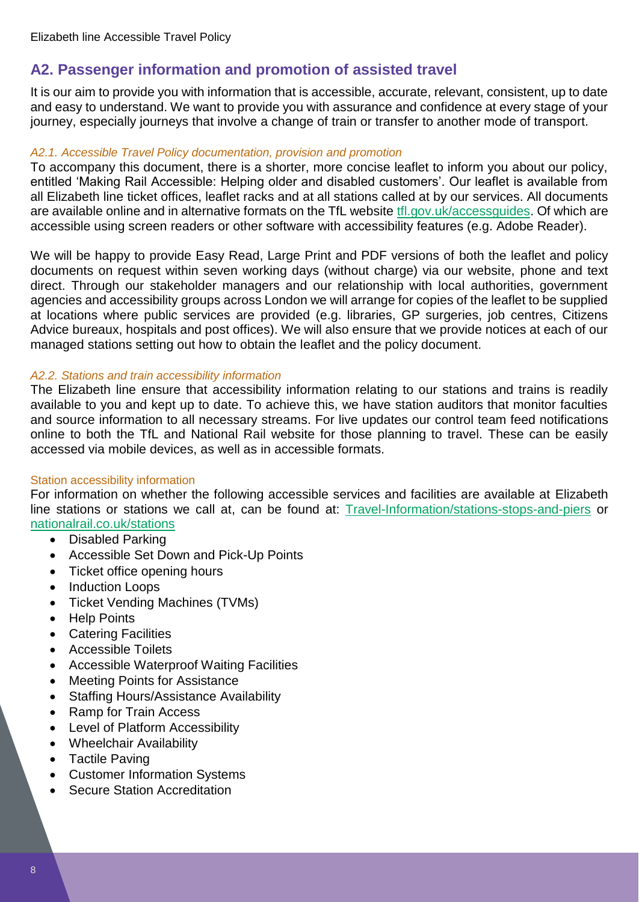## A2. Passenger information and promotion of assisted travel

It is our aim to provide you with information that is accessible, accurate, relevant, consistent, up to date and easy to understand. We want to provide you with assurance and confidence at every stage of your journey, especially journeys that involve a change of train or transfer to another mode of transport.

### *A2.1. Accessible Travel Policy documentation, provision and promotion*

To accompany this document, there is a shorter, more concise leaflet to inform you about our policy, entitled 'Making Rail Accessible: Helping older and disabled customers'. Our leaflet is available from all Elizabeth line ticket offices, leaflet racks and at all stations called at by our services. All documents are available online and in alternative formats on the TfL website [tfl.gov.uk/accessguides](tfl.gov.uk/accessguides). Of which are accessible using screen readers or other software with accessibility features (e.g. Adobe Reader).

We will be happy to provide Easy Read, Large Print and PDF versions of both the leaflet and policy documents on request within seven working days (without charge) via our website, phone and text direct. Through our stakeholder managers and our relationship with local authorities, government agencies and accessibility groups across London we will arrange for copies of the leaflet to be supplied at locations where public services are provided (e.g. libraries, GP surgeries, job centres, Citizens Advice bureaux, hospitals and post offices). We will also ensure that we provide notices at each of our managed stations setting out how to obtain the leaflet and the policy document.

### *A2.2. Stations and train accessibility information*

The Elizabeth line ensure that accessibility information relating to our stations and trains is readily available to you and kept up to date. To achieve this, we have station auditors that monitor faculties and source information to all necessary streams. For live updates our control team feed notifications online to both the TfL and National Rail website for those planning to travel. These can be easily accessed via mobile devices, as well as in accessible formats.

#### Station accessibility information

For information on whether the following accessible services and facilities are available at Elizabeth line stations or stations we call at, can be found at: [Travel-Information/stations-stops-and-piers](Travel-Information/stations-stops-and-piers) or [nationalrail.co.uk/stations](nationalrail.co.uk/stations)

- Disabled Parking
- Accessible Set Down and Pick-Up Points
- Ticket office opening hours
- Induction Loops
- Ticket Vending Machines (TVMs)
- Help Points
- Catering Facilities
- Accessible Toilets
- Accessible Waterproof Waiting Facilities
- Meeting Points for Assistance
- Staffing Hours/Assistance Availability
- Ramp for Train Access
- Level of Platform Accessibility
- Wheelchair Availability
- Tactile Paving
- Customer Information Systems
- Secure Station Accreditation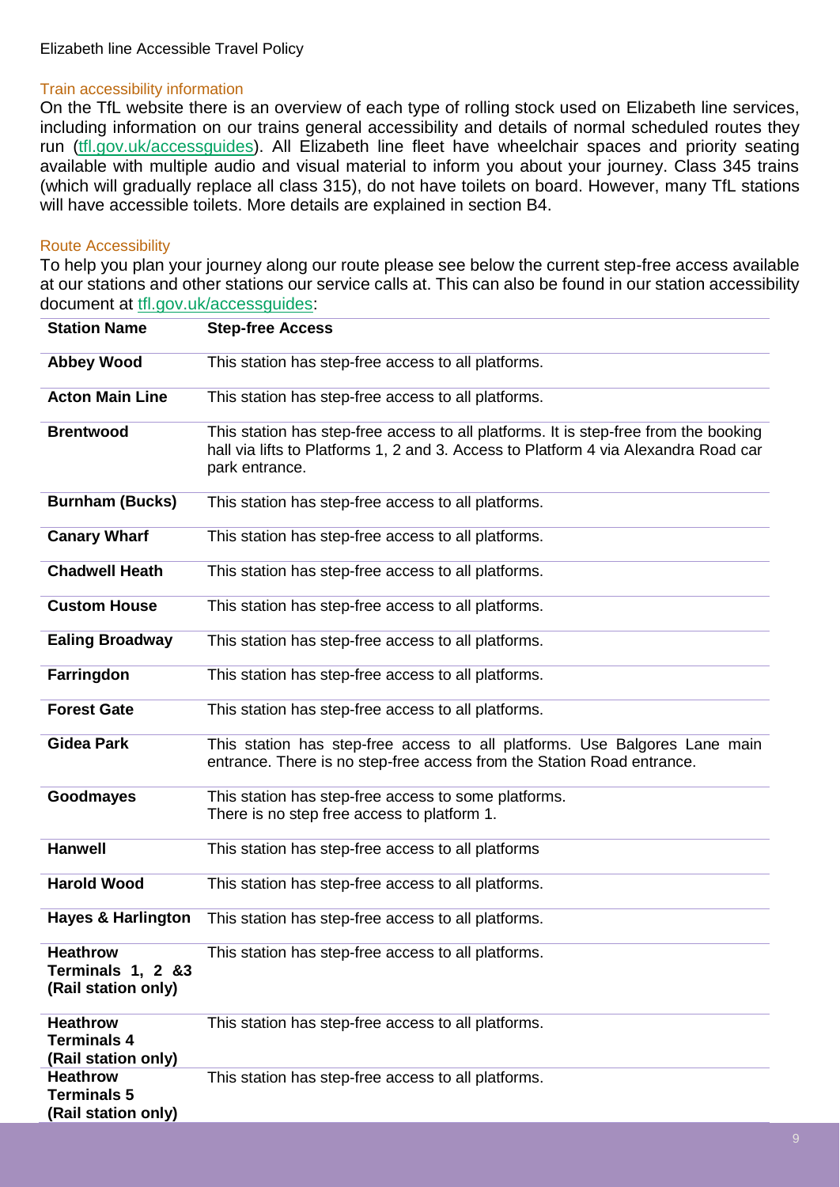### Train accessibility information

On the TfL website there is an overview of each type of rolling stock used on Elizabeth line services, including information on our trains general accessibility and details of normal scheduled routes they run (tfl.gov.uk/accessguides). All Elizabeth line fleet have wheelchair spaces and priority seating available with multiple audio and visual material to inform you about your journey. Class 345 trains (which will gradually replace all class 315), do not have toilets on board. However, many TfL stations will have accessible toilets. More details are explained in section B4.

### Route Accessibility

To help you plan your journey along our route please see below the current step-free access available at our stations and other stations our service calls at. This can also be found in our station accessibility document at tfl.gov.uk/accessguides:

| Station Name | Step-free Access |
|---|---|
| **Abbey Wood** | This station has step-free access to all platforms. |
| **Acton Main Line** | This station has step-free access to all platforms. |
| **Brentwood** | This station has step-free access to all platforms. It is step-free from the booking hall via lifts to Platforms 1, 2 and 3. Access to Platform 4 via Alexandra Road car park entrance. |
| **Burnham (Bucks)** | This station has step-free access to all platforms. |
| **Canary Wharf** | This station has step-free access to all platforms. |
| **Chadwell Heath** | This station has step-free access to all platforms. |
| **Custom House** | This station has step-free access to all platforms. |
| **Ealing Broadway** | This station has step-free access to all platforms. |
| **Farringdon** | This station has step-free access to all platforms. |
| **Forest Gate** | This station has step-free access to all platforms. |
| **Gidea Park** | This station has step-free access to all platforms. Use Balgores Lane main entrance. There is no step-free access from the Station Road entrance. |
| **Goodmayes** | This station has step-free access to some platforms. There is no step free access to platform 1. |
| **Hanwell** | This station has step-free access to all platforms |
| **Harold Wood** | This station has step-free access to all platforms. |
| **Hayes & Harlington** | This station has step-free access to all platforms. |
| **Heathrow Terminals 1, 2 &3 (Rail station only)** | This station has step-free access to all platforms. |
| **Heathrow Terminals 4 (Rail station only)** | This station has step-free access to all platforms. |
| **Heathrow Terminals 5 (Rail station only)** | This station has step-free access to all platforms. |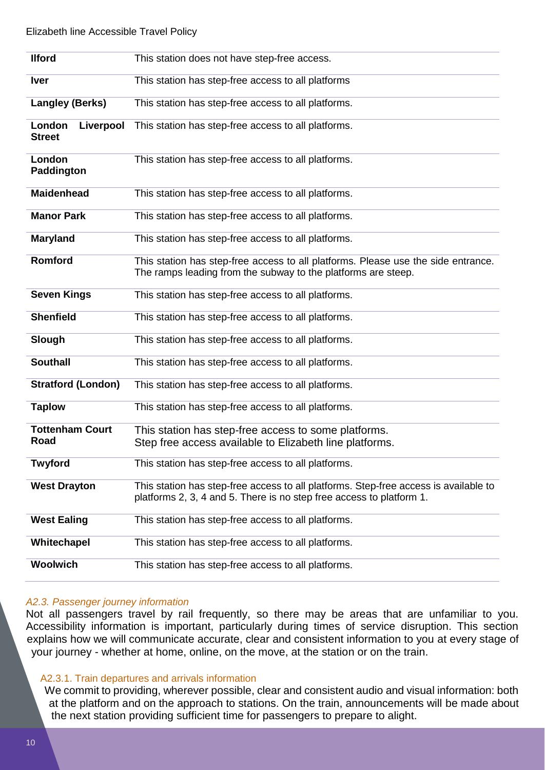| Station | Accessibility |
|---|---|
| **Ilford** | This station does not have step-free access. |
| **Iver** | This station has step-free access to all platforms |
| **Langley (Berks)** | This station has step-free access to all platforms. |
| **London Liverpool Street** | This station has step-free access to all platforms. |
| **London Paddington** | This station has step-free access to all platforms. |
| **Maidenhead** | This station has step-free access to all platforms. |
| **Manor Park** | This station has step-free access to all platforms. |
| **Maryland** | This station has step-free access to all platforms. |
| **Romford** | This station has step-free access to all platforms. Please use the side entrance. The ramps leading from the subway to the platforms are steep. |
| **Seven Kings** | This station has step-free access to all platforms. |
| **Shenfield** | This station has step-free access to all platforms. |
| **Slough** | This station has step-free access to all platforms. |
| **Southall** | This station has step-free access to all platforms. |
| **Stratford (London)** | This station has step-free access to all platforms. |
| **Taplow** | This station has step-free access to all platforms. |
| **Tottenham Court Road** | This station has step-free access to some platforms. Step free access available to Elizabeth line platforms. |
| **Twyford** | This station has step-free access to all platforms. |
| **West Drayton** | This station has step-free access to all platforms. Step-free access is available to platforms 2, 3, 4 and 5. There is no step free access to platform 1. |
| **West Ealing** | This station has step-free access to all platforms. |
| **Whitechapel** | This station has step-free access to all platforms. |
| **Woolwich** | This station has step-free access to all platforms. |

### *A2.3. Passenger journey information*

Not all passengers travel by rail frequently, so there may be areas that are unfamiliar to you. Accessibility information is important, particularly during times of service disruption. This section explains how we will communicate accurate, clear and consistent information to you at every stage of your journey - whether at home, online, on the move, at the station or on the train.

#### A2.3.1. Train departures and arrivals information

We commit to providing, wherever possible, clear and consistent audio and visual information: both at the platform and on the approach to stations. On the train, announcements will be made about the next station providing sufficient time for passengers to prepare to alight.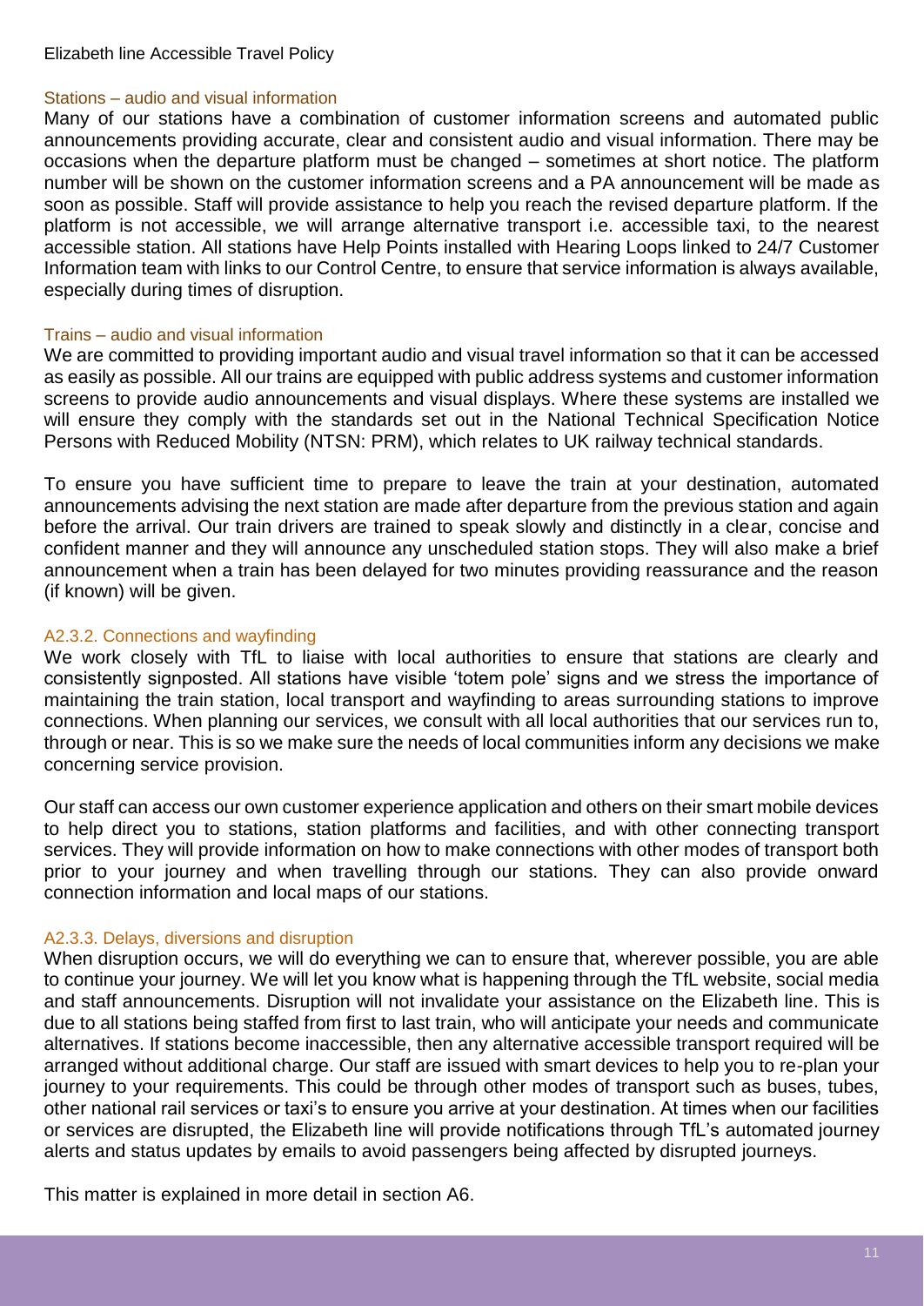### Stations – audio and visual information

Many of our stations have a combination of customer information screens and automated public announcements providing accurate, clear and consistent audio and visual information. There may be occasions when the departure platform must be changed – sometimes at short notice. The platform number will be shown on the customer information screens and a PA announcement will be made as soon as possible. Staff will provide assistance to help you reach the revised departure platform. If the platform is not accessible, we will arrange alternative transport i.e. accessible taxi, to the nearest accessible station. All stations have Help Points installed with Hearing Loops linked to 24/7 Customer Information team with links to our Control Centre, to ensure that service information is always available, especially during times of disruption.

### Trains – audio and visual information

We are committed to providing important audio and visual travel information so that it can be accessed as easily as possible. All our trains are equipped with public address systems and customer information screens to provide audio announcements and visual displays. Where these systems are installed we will ensure they comply with the standards set out in the National Technical Specification Notice Persons with Reduced Mobility (NTSN: PRM), which relates to UK railway technical standards.

To ensure you have sufficient time to prepare to leave the train at your destination, automated announcements advising the next station are made after departure from the previous station and again before the arrival. Our train drivers are trained to speak slowly and distinctly in a clear, concise and confident manner and they will announce any unscheduled station stops. They will also make a brief announcement when a train has been delayed for two minutes providing reassurance and the reason (if known) will be given.

### A2.3.2. Connections and wayfinding

We work closely with TfL to liaise with local authorities to ensure that stations are clearly and consistently signposted. All stations have visible 'totem pole' signs and we stress the importance of maintaining the train station, local transport and wayfinding to areas surrounding stations to improve connections. When planning our services, we consult with all local authorities that our services run to, through or near. This is so we make sure the needs of local communities inform any decisions we make concerning service provision.

Our staff can access our own customer experience application and others on their smart mobile devices to help direct you to stations, station platforms and facilities, and with other connecting transport services. They will provide information on how to make connections with other modes of transport both prior to your journey and when travelling through our stations. They can also provide onward connection information and local maps of our stations.

### A2.3.3. Delays, diversions and disruption

When disruption occurs, we will do everything we can to ensure that, wherever possible, you are able to continue your journey. We will let you know what is happening through the TfL website, social media and staff announcements. Disruption will not invalidate your assistance on the Elizabeth line. This is due to all stations being staffed from first to last train, who will anticipate your needs and communicate alternatives. If stations become inaccessible, then any alternative accessible transport required will be arranged without additional charge. Our staff are issued with smart devices to help you to re-plan your journey to your requirements. This could be through other modes of transport such as buses, tubes, other national rail services or taxi's to ensure you arrive at your destination. At times when our facilities or services are disrupted, the Elizabeth line will provide notifications through TfL's automated journey alerts and status updates by emails to avoid passengers being affected by disrupted journeys.

This matter is explained in more detail in section A6.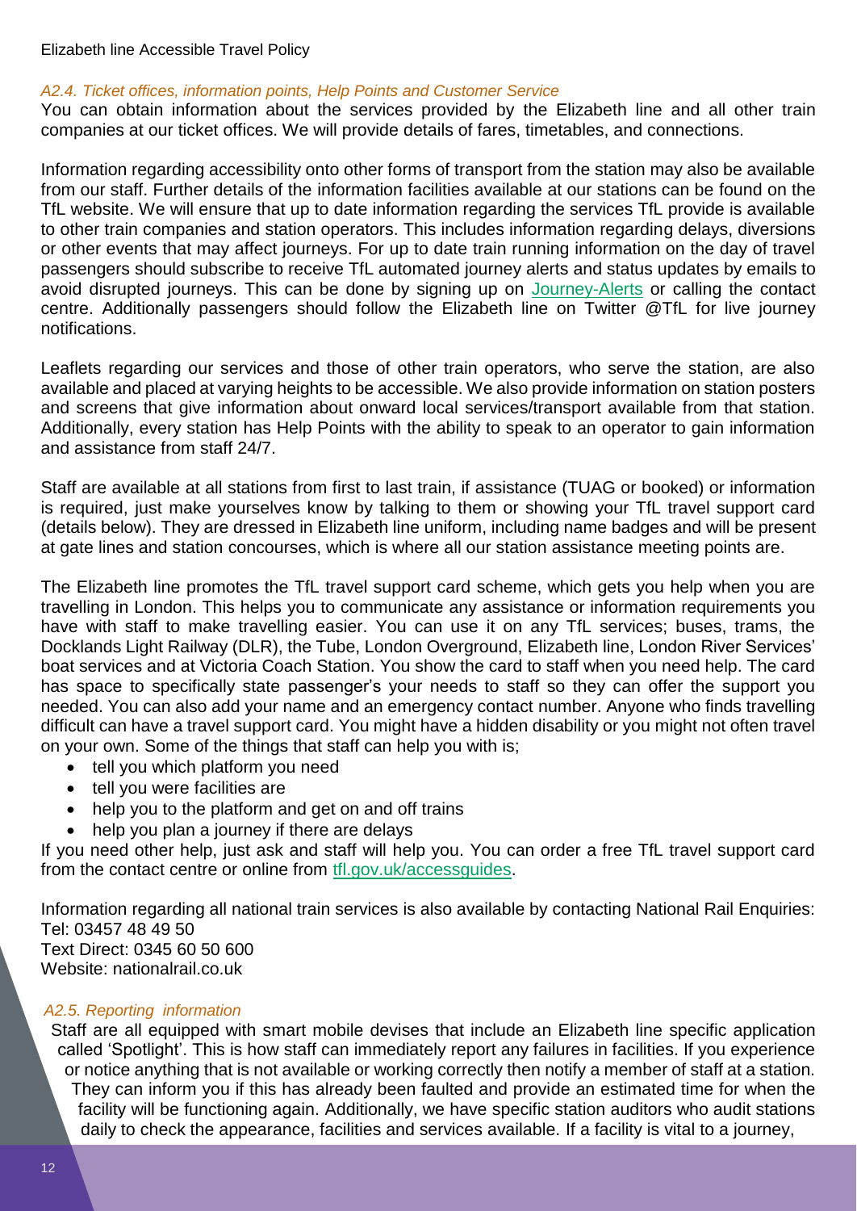*A2.4. Ticket offices, information points, Help Points and Customer Service*

You can obtain information about the services provided by the Elizabeth line and all other train companies at our ticket offices. We will provide details of fares, timetables, and connections.

Information regarding accessibility onto other forms of transport from the station may also be available from our staff. Further details of the information facilities available at our stations can be found on the TfL website. We will ensure that up to date information regarding the services TfL provide is available to other train companies and station operators. This includes information regarding delays, diversions or other events that may affect journeys. For up to date train running information on the day of travel passengers should subscribe to receive TfL automated journey alerts and status updates by emails to avoid disrupted journeys. This can be done by signing up on Journey-Alerts or calling the contact centre. Additionally passengers should follow the Elizabeth line on Twitter @TfL for live journey notifications.

Leaflets regarding our services and those of other train operators, who serve the station, are also available and placed at varying heights to be accessible. We also provide information on station posters and screens that give information about onward local services/transport available from that station. Additionally, every station has Help Points with the ability to speak to an operator to gain information and assistance from staff 24/7.

Staff are available at all stations from first to last train, if assistance (TUAG or booked) or information is required, just make yourselves know by talking to them or showing your TfL travel support card (details below). They are dressed in Elizabeth line uniform, including name badges and will be present at gate lines and station concourses, which is where all our station assistance meeting points are.

The Elizabeth line promotes the TfL travel support card scheme, which gets you help when you are travelling in London. This helps you to communicate any assistance or information requirements you have with staff to make travelling easier. You can use it on any TfL services; buses, trams, the Docklands Light Railway (DLR), the Tube, London Overground, Elizabeth line, London River Services' boat services and at Victoria Coach Station. You show the card to staff when you need help. The card has space to specifically state passenger's your needs to staff so they can offer the support you needed. You can also add your name and an emergency contact number. Anyone who finds travelling difficult can have a travel support card. You might have a hidden disability or you might not often travel on your own. Some of the things that staff can help you with is;

- tell you which platform you need
- tell you were facilities are
- help you to the platform and get on and off trains
- help you plan a journey if there are delays

If you need other help, just ask and staff will help you. You can order a free TfL travel support card from the contact centre or online from tfl.gov.uk/accessguides.

Information regarding all national train services is also available by contacting National Rail Enquiries:
Tel: 03457 48 49 50
Text Direct: 0345 60 50 600
Website: nationalrail.co.uk

*A2.5. Reporting information*

Staff are all equipped with smart mobile devises that include an Elizabeth line specific application called 'Spotlight'. This is how staff can immediately report any failures in facilities. If you experience or notice anything that is not available or working correctly then notify a member of staff at a station. They can inform you if this has already been faulted and provide an estimated time for when the facility will be functioning again. Additionally, we have specific station auditors who audit stations daily to check the appearance, facilities and services available. If a facility is vital to a journey,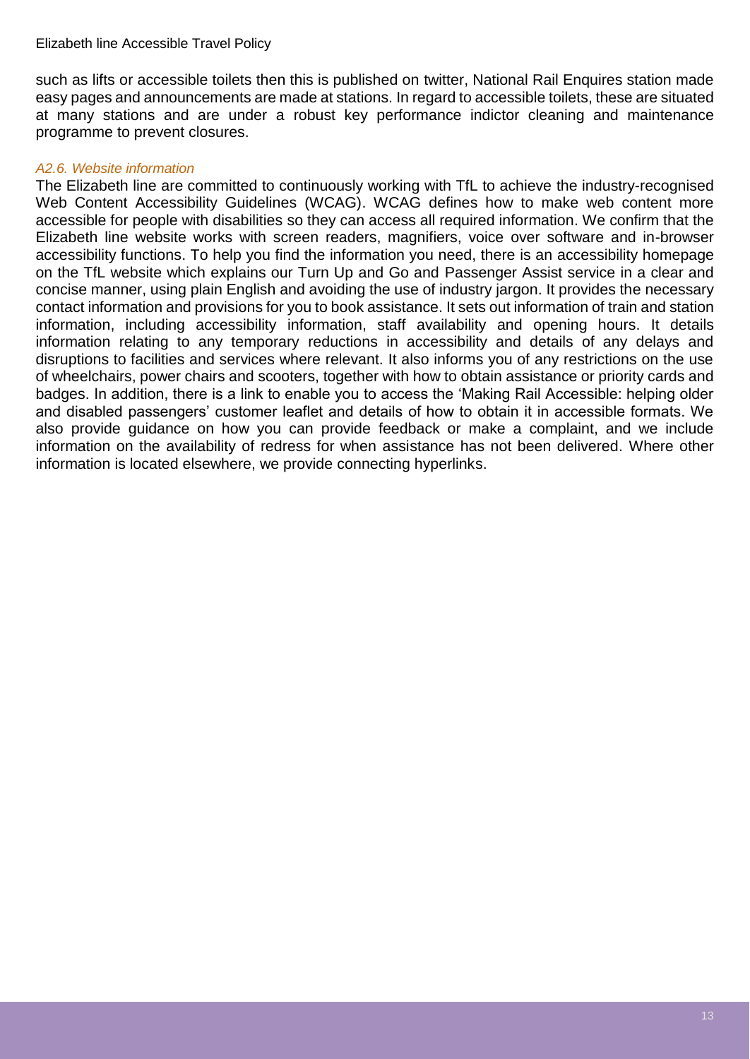such as lifts or accessible toilets then this is published on twitter, National Rail Enquires station made easy pages and announcements are made at stations. In regard to accessible toilets, these are situated at many stations and are under a robust key performance indictor cleaning and maintenance programme to prevent closures.

#### *A2.6. Website information*

The Elizabeth line are committed to continuously working with TfL to achieve the industry-recognised Web Content Accessibility Guidelines (WCAG). WCAG defines how to make web content more accessible for people with disabilities so they can access all required information. We confirm that the Elizabeth line website works with screen readers, magnifiers, voice over software and in-browser accessibility functions. To help you find the information you need, there is an accessibility homepage on the TfL website which explains our Turn Up and Go and Passenger Assist service in a clear and concise manner, using plain English and avoiding the use of industry jargon. It provides the necessary contact information and provisions for you to book assistance. It sets out information of train and station information, including accessibility information, staff availability and opening hours. It details information relating to any temporary reductions in accessibility and details of any delays and disruptions to facilities and services where relevant. It also informs you of any restrictions on the use of wheelchairs, power chairs and scooters, together with how to obtain assistance or priority cards and badges. In addition, there is a link to enable you to access the 'Making Rail Accessible: helping older and disabled passengers' customer leaflet and details of how to obtain it in accessible formats. We also provide guidance on how you can provide feedback or make a complaint, and we include information on the availability of redress for when assistance has not been delivered. Where other information is located elsewhere, we provide connecting hyperlinks.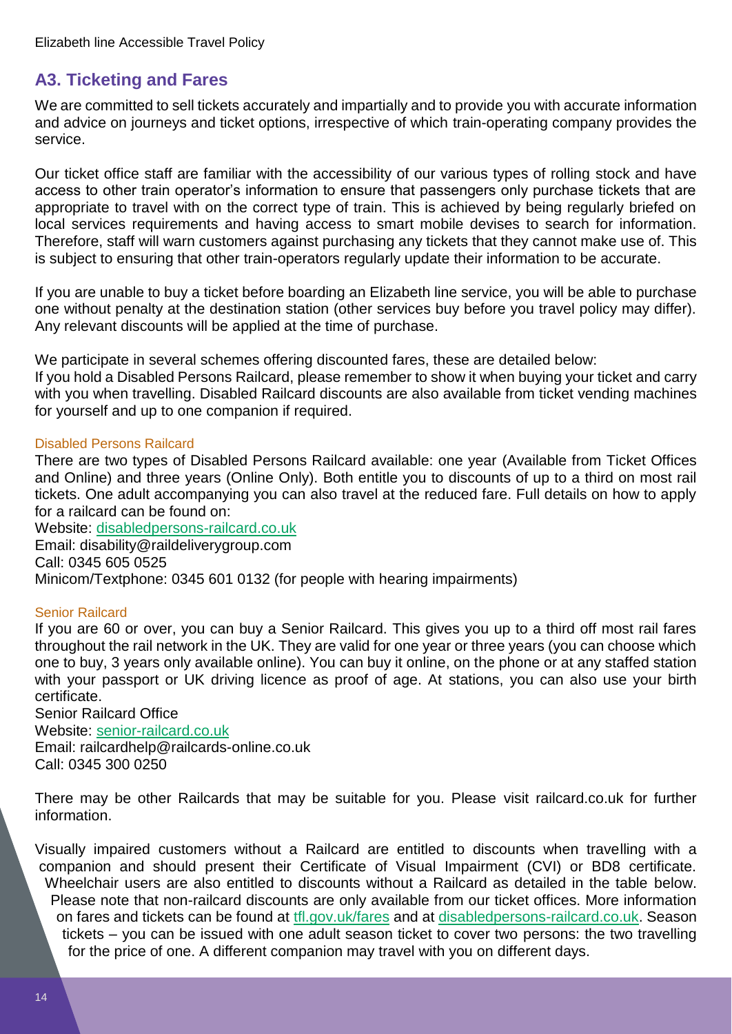## A3. Ticketing and Fares

We are committed to sell tickets accurately and impartially and to provide you with accurate information and advice on journeys and ticket options, irrespective of which train-operating company provides the service.

Our ticket office staff are familiar with the accessibility of our various types of rolling stock and have access to other train operator's information to ensure that passengers only purchase tickets that are appropriate to travel with on the correct type of train. This is achieved by being regularly briefed on local services requirements and having access to smart mobile devises to search for information. Therefore, staff will warn customers against purchasing any tickets that they cannot make use of. This is subject to ensuring that other train-operators regularly update their information to be accurate.

If you are unable to buy a ticket before boarding an Elizabeth line service, you will be able to purchase one without penalty at the destination station (other services buy before you travel policy may differ). Any relevant discounts will be applied at the time of purchase.

We participate in several schemes offering discounted fares, these are detailed below:
If you hold a Disabled Persons Railcard, please remember to show it when buying your ticket and carry with you when travelling. Disabled Railcard discounts are also available from ticket vending machines for yourself and up to one companion if required.

### Disabled Persons Railcard

There are two types of Disabled Persons Railcard available: one year (Available from Ticket Offices and Online) and three years (Online Only). Both entitle you to discounts of up to a third on most rail tickets. One adult accompanying you can also travel at the reduced fare. Full details on how to apply for a railcard can be found on:
Website: [disabledpersons-railcard.co.uk](disabledpersons-railcard.co.uk)
Email: disability@raildeliverygroup.com
Call: 0345 605 0525
Minicom/Textphone: 0345 601 0132 (for people with hearing impairments)

### Senior Railcard

If you are 60 or over, you can buy a Senior Railcard. This gives you up to a third off most rail fares throughout the rail network in the UK. They are valid for one year or three years (you can choose which one to buy, 3 years only available online). You can buy it online, on the phone or at any staffed station with your passport or UK driving licence as proof of age. At stations, you can also use your birth certificate.
Senior Railcard Office
Website: [senior-railcard.co.uk](senior-railcard.co.uk)
Email: railcardhelp@railcards-online.co.uk
Call: 0345 300 0250

There may be other Railcards that may be suitable for you. Please visit railcard.co.uk for further information.

Visually impaired customers without a Railcard are entitled to discounts when travelling with a companion and should present their Certificate of Visual Impairment (CVI) or BD8 certificate. Wheelchair users are also entitled to discounts without a Railcard as detailed in the table below. Please note that non-railcard discounts are only available from our ticket offices. More information on fares and tickets can be found at [tfl.gov.uk/fares](tfl.gov.uk/fares) and at [disabledpersons-railcard.co.uk](disabledpersons-railcard.co.uk). Season tickets – you can be issued with one adult season ticket to cover two persons: the two travelling for the price of one. A different companion may travel with you on different days.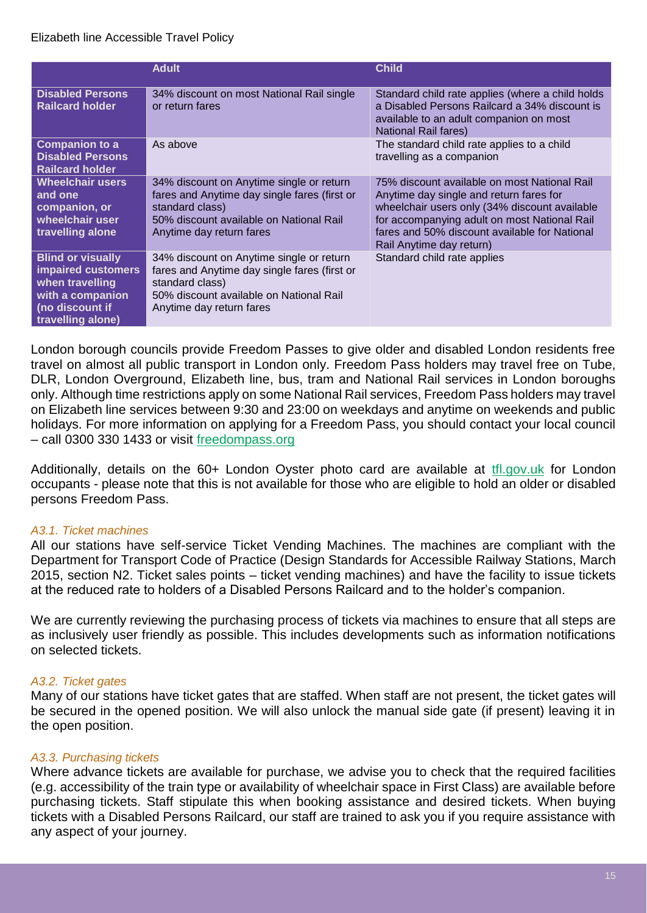| | Adult | Child |
|---|---|---|
| **Disabled Persons Railcard holder** | 34% discount on most National Rail single or return fares | Standard child rate applies (where a child holds a Disabled Persons Railcard a 34% discount is available to an adult companion on most National Rail fares) |
| **Companion to a Disabled Persons Railcard holder** | As above | The standard child rate applies to a child travelling as a companion |
| **Wheelchair users and one companion, or wheelchair user travelling alone** | 34% discount on Anytime single or return fares and Anytime day single fares (first or standard class)<br>50% discount available on National Rail Anytime day return fares | 75% discount available on most National Rail Anytime day single and return fares for wheelchair users only (34% discount available for accompanying adult on most National Rail fares and 50% discount available for National Rail Anytime day return) |
| **Blind or visually impaired customers when travelling with a companion (no discount if travelling alone)** | 34% discount on Anytime single or return fares and Anytime day single fares (first or standard class)<br>50% discount available on National Rail Anytime day return fares | Standard child rate applies |

London borough councils provide Freedom Passes to give older and disabled London residents free travel on almost all public transport in London only. Freedom Pass holders may travel free on Tube, DLR, London Overground, Elizabeth line, bus, tram and National Rail services in London boroughs only. Although time restrictions apply on some National Rail services, Freedom Pass holders may travel on Elizabeth line services between 9:30 and 23:00 on weekdays and anytime on weekends and public holidays. For more information on applying for a Freedom Pass, you should contact your local council – call 0300 330 1433 or visit [freedompass.org](freedompass.org)

Additionally, details on the 60+ London Oyster photo card are available at [tfl.gov.uk](tfl.gov.uk) for London occupants - please note that this is not available for those who are eligible to hold an older or disabled persons Freedom Pass.

*A3.1. Ticket machines*

All our stations have self-service Ticket Vending Machines. The machines are compliant with the Department for Transport Code of Practice (Design Standards for Accessible Railway Stations, March 2015, section N2. Ticket sales points – ticket vending machines) and have the facility to issue tickets at the reduced rate to holders of a Disabled Persons Railcard and to the holder's companion.

We are currently reviewing the purchasing process of tickets via machines to ensure that all steps are as inclusively user friendly as possible. This includes developments such as information notifications on selected tickets.

*A3.2. Ticket gates*

Many of our stations have ticket gates that are staffed. When staff are not present, the ticket gates will be secured in the opened position. We will also unlock the manual side gate (if present) leaving it in the open position.

*A3.3. Purchasing tickets*

Where advance tickets are available for purchase, we advise you to check that the required facilities (e.g. accessibility of the train type or availability of wheelchair space in First Class) are available before purchasing tickets. Staff stipulate this when booking assistance and desired tickets. When buying tickets with a Disabled Persons Railcard, our staff are trained to ask you if you require assistance with any aspect of your journey.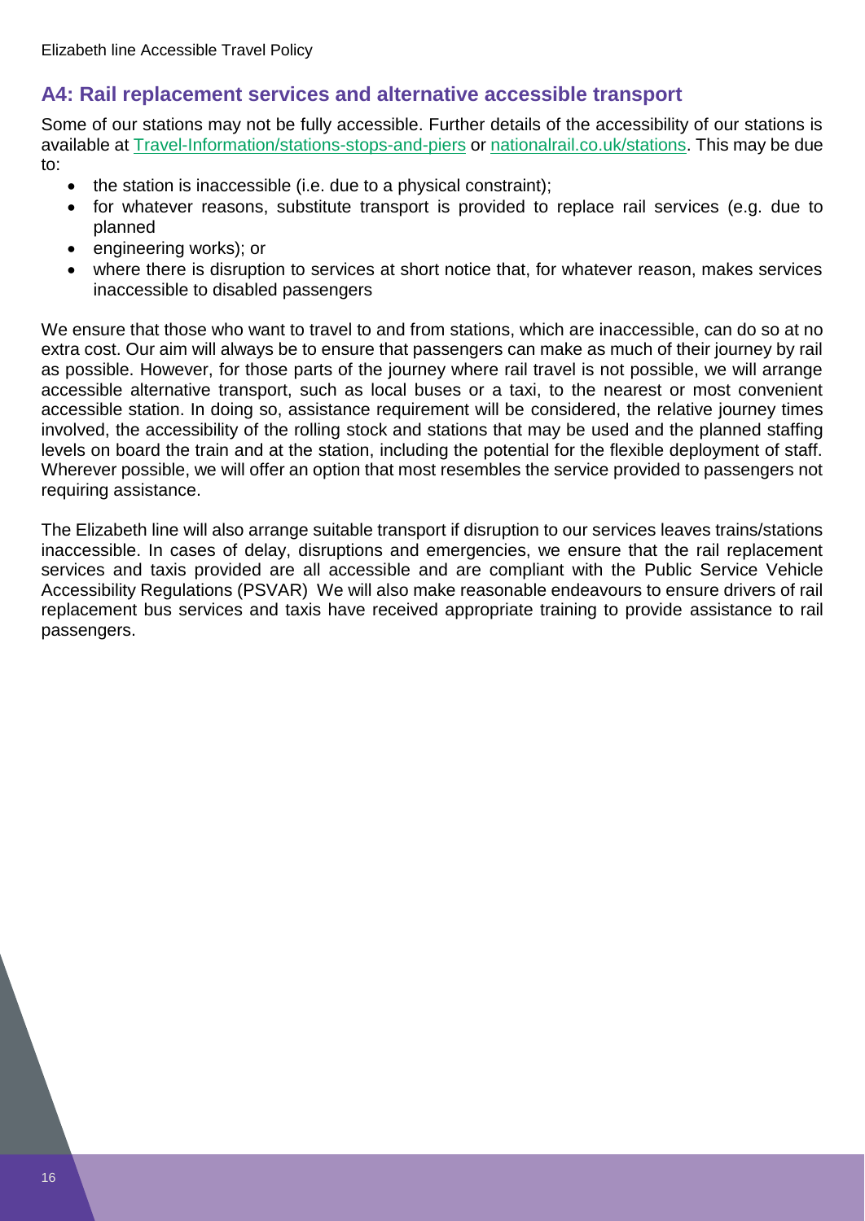## A4: Rail replacement services and alternative accessible transport

Some of our stations may not be fully accessible. Further details of the accessibility of our stations is available at [Travel-Information/stations-stops-and-piers]() or [nationalrail.co.uk/stations](). This may be due to:

- the station is inaccessible (i.e. due to a physical constraint);
- for whatever reasons, substitute transport is provided to replace rail services (e.g. due to planned
- engineering works); or
- where there is disruption to services at short notice that, for whatever reason, makes services inaccessible to disabled passengers

We ensure that those who want to travel to and from stations, which are inaccessible, can do so at no extra cost. Our aim will always be to ensure that passengers can make as much of their journey by rail as possible. However, for those parts of the journey where rail travel is not possible, we will arrange accessible alternative transport, such as local buses or a taxi, to the nearest or most convenient accessible station. In doing so, assistance requirement will be considered, the relative journey times involved, the accessibility of the rolling stock and stations that may be used and the planned staffing levels on board the train and at the station, including the potential for the flexible deployment of staff. Wherever possible, we will offer an option that most resembles the service provided to passengers not requiring assistance.

The Elizabeth line will also arrange suitable transport if disruption to our services leaves trains/stations inaccessible. In cases of delay, disruptions and emergencies, we ensure that the rail replacement services and taxis provided are all accessible and are compliant with the Public Service Vehicle Accessibility Regulations (PSVAR) We will also make reasonable endeavours to ensure drivers of rail replacement bus services and taxis have received appropriate training to provide assistance to rail passengers.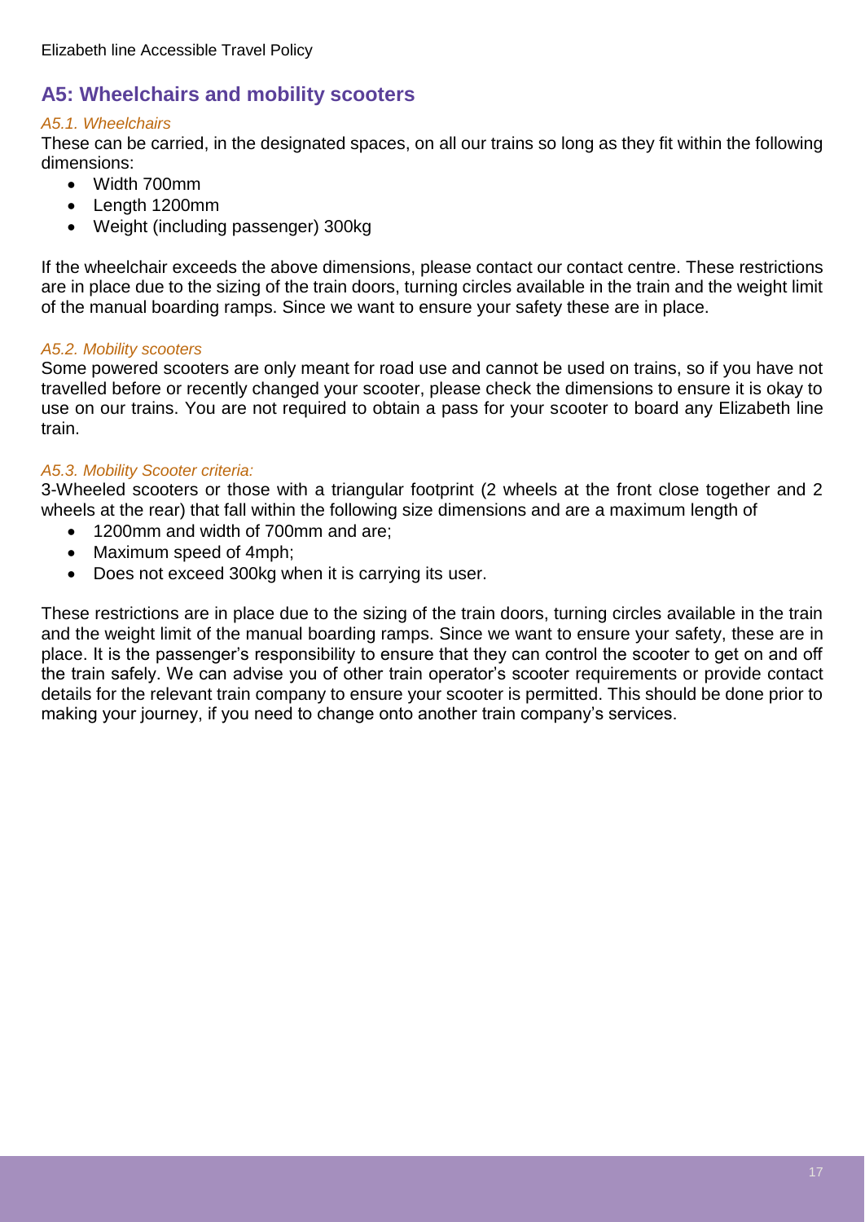## A5: Wheelchairs and mobility scooters

### *A5.1. Wheelchairs*

These can be carried, in the designated spaces, on all our trains so long as they fit within the following dimensions:

- Width 700mm
- Length 1200mm
- Weight (including passenger) 300kg

If the wheelchair exceeds the above dimensions, please contact our contact centre. These restrictions are in place due to the sizing of the train doors, turning circles available in the train and the weight limit of the manual boarding ramps. Since we want to ensure your safety these are in place.

### *A5.2. Mobility scooters*

Some powered scooters are only meant for road use and cannot be used on trains, so if you have not travelled before or recently changed your scooter, please check the dimensions to ensure it is okay to use on our trains. You are not required to obtain a pass for your scooter to board any Elizabeth line train.

### *A5.3. Mobility Scooter criteria:*

3-Wheeled scooters or those with a triangular footprint (2 wheels at the front close together and 2 wheels at the rear) that fall within the following size dimensions and are a maximum length of

- 1200mm and width of 700mm and are;
- Maximum speed of 4mph;
- Does not exceed 300kg when it is carrying its user.

These restrictions are in place due to the sizing of the train doors, turning circles available in the train and the weight limit of the manual boarding ramps. Since we want to ensure your safety, these are in place. It is the passenger's responsibility to ensure that they can control the scooter to get on and off the train safely. We can advise you of other train operator's scooter requirements or provide contact details for the relevant train company to ensure your scooter is permitted. This should be done prior to making your journey, if you need to change onto another train company's services.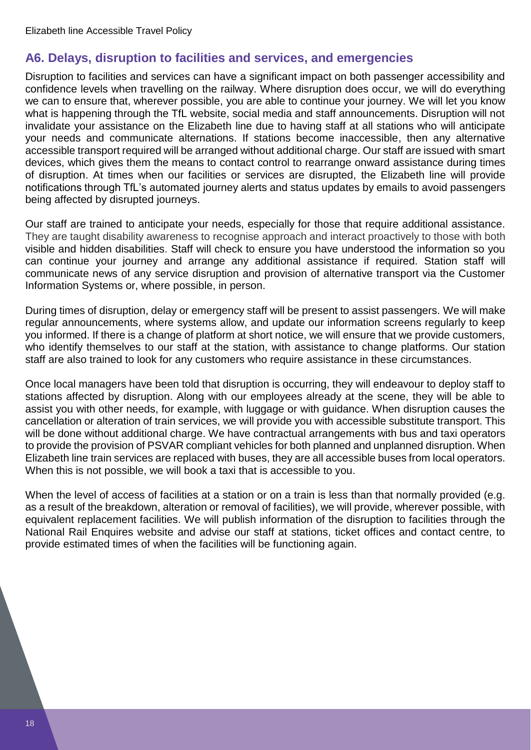## A6. Delays, disruption to facilities and services, and emergencies

Disruption to facilities and services can have a significant impact on both passenger accessibility and confidence levels when travelling on the railway. Where disruption does occur, we will do everything we can to ensure that, wherever possible, you are able to continue your journey. We will let you know what is happening through the TfL website, social media and staff announcements. Disruption will not invalidate your assistance on the Elizabeth line due to having staff at all stations who will anticipate your needs and communicate alternations. If stations become inaccessible, then any alternative accessible transport required will be arranged without additional charge. Our staff are issued with smart devices, which gives them the means to contact control to rearrange onward assistance during times of disruption. At times when our facilities or services are disrupted, the Elizabeth line will provide notifications through TfL's automated journey alerts and status updates by emails to avoid passengers being affected by disrupted journeys.

Our staff are trained to anticipate your needs, especially for those that require additional assistance. They are taught disability awareness to recognise approach and interact proactively to those with both visible and hidden disabilities. Staff will check to ensure you have understood the information so you can continue your journey and arrange any additional assistance if required. Station staff will communicate news of any service disruption and provision of alternative transport via the Customer Information Systems or, where possible, in person.

During times of disruption, delay or emergency staff will be present to assist passengers. We will make regular announcements, where systems allow, and update our information screens regularly to keep you informed. If there is a change of platform at short notice, we will ensure that we provide customers, who identify themselves to our staff at the station, with assistance to change platforms. Our station staff are also trained to look for any customers who require assistance in these circumstances.

Once local managers have been told that disruption is occurring, they will endeavour to deploy staff to stations affected by disruption. Along with our employees already at the scene, they will be able to assist you with other needs, for example, with luggage or with guidance. When disruption causes the cancellation or alteration of train services, we will provide you with accessible substitute transport. This will be done without additional charge. We have contractual arrangements with bus and taxi operators to provide the provision of PSVAR compliant vehicles for both planned and unplanned disruption. When Elizabeth line train services are replaced with buses, they are all accessible buses from local operators. When this is not possible, we will book a taxi that is accessible to you.

When the level of access of facilities at a station or on a train is less than that normally provided (e.g. as a result of the breakdown, alteration or removal of facilities), we will provide, wherever possible, with equivalent replacement facilities. We will publish information of the disruption to facilities through the National Rail Enquires website and advise our staff at stations, ticket offices and contact centre, to provide estimated times of when the facilities will be functioning again.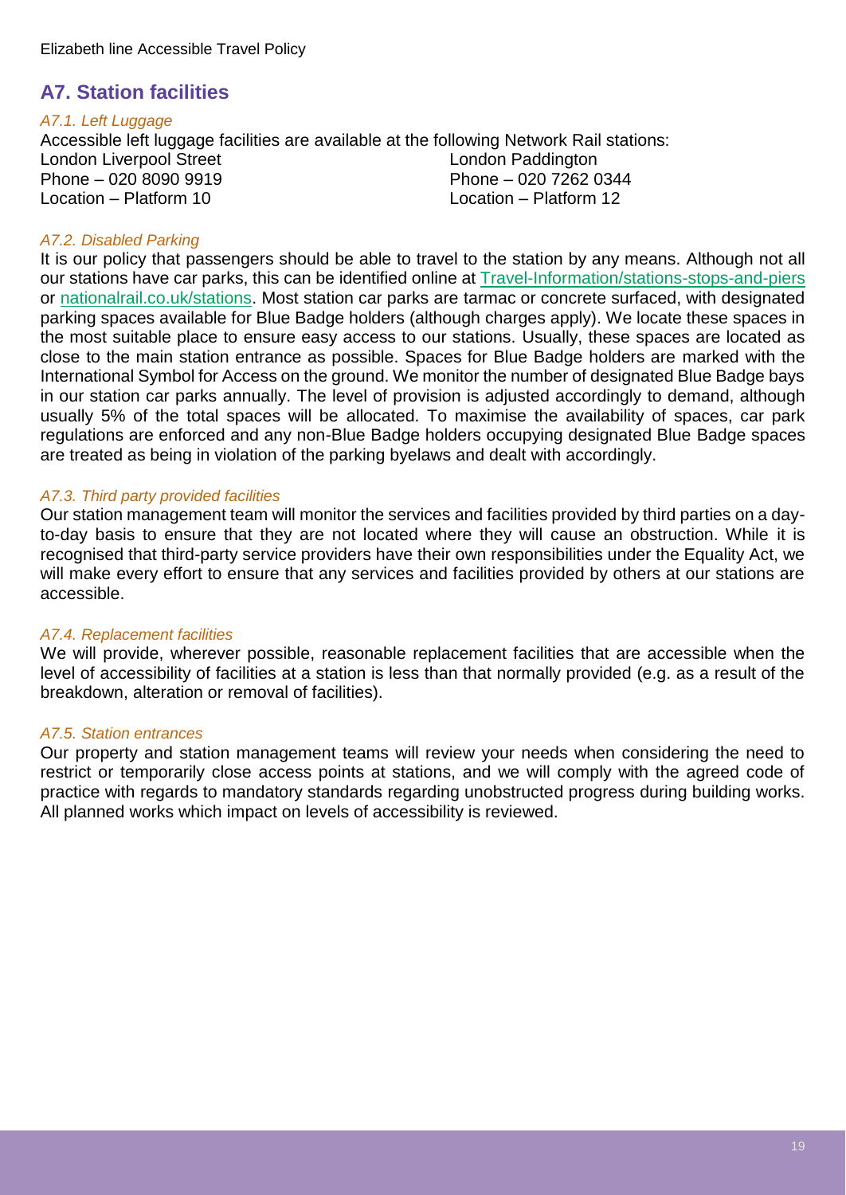## A7. Station facilities

*A7.1. Left Luggage*

Accessible left luggage facilities are available at the following Network Rail stations:

London Liverpool Street
Phone – 020 8090 9919
Location – Platform 10

London Paddington
Phone – 020 7262 0344
Location – Platform 12

*A7.2. Disabled Parking*

It is our policy that passengers should be able to travel to the station by any means. Although not all our stations have car parks, this can be identified online at [Travel-Information/stations-stops-and-piers]() or [nationalrail.co.uk/stations](). Most station car parks are tarmac or concrete surfaced, with designated parking spaces available for Blue Badge holders (although charges apply). We locate these spaces in the most suitable place to ensure easy access to our stations. Usually, these spaces are located as close to the main station entrance as possible. Spaces for Blue Badge holders are marked with the International Symbol for Access on the ground. We monitor the number of designated Blue Badge bays in our station car parks annually. The level of provision is adjusted accordingly to demand, although usually 5% of the total spaces will be allocated. To maximise the availability of spaces, car park regulations are enforced and any non-Blue Badge holders occupying designated Blue Badge spaces are treated as being in violation of the parking byelaws and dealt with accordingly.

*A7.3. Third party provided facilities*

Our station management team will monitor the services and facilities provided by third parties on a day-to-day basis to ensure that they are not located where they will cause an obstruction. While it is recognised that third-party service providers have their own responsibilities under the Equality Act, we will make every effort to ensure that any services and facilities provided by others at our stations are accessible.

*A7.4. Replacement facilities*

We will provide, wherever possible, reasonable replacement facilities that are accessible when the level of accessibility of facilities at a station is less than that normally provided (e.g. as a result of the breakdown, alteration or removal of facilities).

*A7.5. Station entrances*

Our property and station management teams will review your needs when considering the need to restrict or temporarily close access points at stations, and we will comply with the agreed code of practice with regards to mandatory standards regarding unobstructed progress during building works. All planned works which impact on levels of accessibility is reviewed.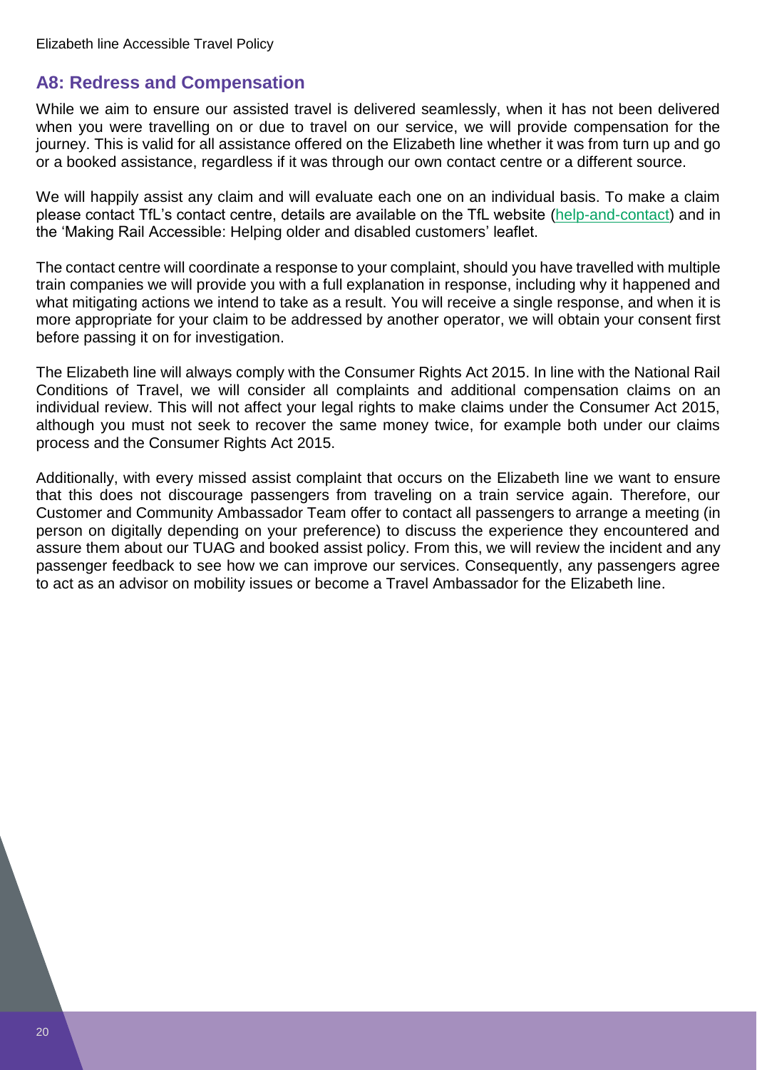## A8: Redress and Compensation

While we aim to ensure our assisted travel is delivered seamlessly, when it has not been delivered when you were travelling on or due to travel on our service, we will provide compensation for the journey. This is valid for all assistance offered on the Elizabeth line whether it was from turn up and go or a booked assistance, regardless if it was through our own contact centre or a different source.

We will happily assist any claim and will evaluate each one on an individual basis. To make a claim please contact TfL's contact centre, details are available on the TfL website (help-and-contact) and in the 'Making Rail Accessible: Helping older and disabled customers' leaflet.

The contact centre will coordinate a response to your complaint, should you have travelled with multiple train companies we will provide you with a full explanation in response, including why it happened and what mitigating actions we intend to take as a result. You will receive a single response, and when it is more appropriate for your claim to be addressed by another operator, we will obtain your consent first before passing it on for investigation.

The Elizabeth line will always comply with the Consumer Rights Act 2015. In line with the National Rail Conditions of Travel, we will consider all complaints and additional compensation claims on an individual review. This will not affect your legal rights to make claims under the Consumer Act 2015, although you must not seek to recover the same money twice, for example both under our claims process and the Consumer Rights Act 2015.

Additionally, with every missed assist complaint that occurs on the Elizabeth line we want to ensure that this does not discourage passengers from traveling on a train service again. Therefore, our Customer and Community Ambassador Team offer to contact all passengers to arrange a meeting (in person on digitally depending on your preference) to discuss the experience they encountered and assure them about our TUAG and booked assist policy. From this, we will review the incident and any passenger feedback to see how we can improve our services. Consequently, any passengers agree to act as an advisor on mobility issues or become a Travel Ambassador for the Elizabeth line.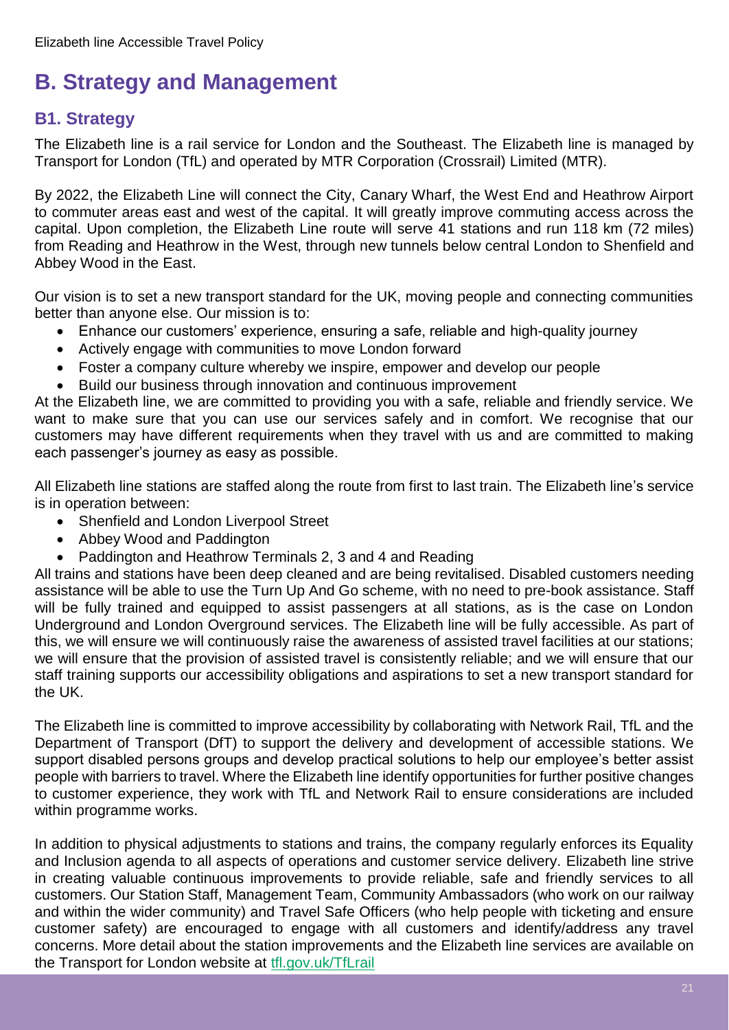# B. Strategy and Management

## B1. Strategy

The Elizabeth line is a rail service for London and the Southeast. The Elizabeth line is managed by Transport for London (TfL) and operated by MTR Corporation (Crossrail) Limited (MTR).

By 2022, the Elizabeth Line will connect the City, Canary Wharf, the West End and Heathrow Airport to commuter areas east and west of the capital. It will greatly improve commuting access across the capital. Upon completion, the Elizabeth Line route will serve 41 stations and run 118 km (72 miles) from Reading and Heathrow in the West, through new tunnels below central London to Shenfield and Abbey Wood in the East.

Our vision is to set a new transport standard for the UK, moving people and connecting communities better than anyone else. Our mission is to:

- Enhance our customers' experience, ensuring a safe, reliable and high-quality journey
- Actively engage with communities to move London forward
- Foster a company culture whereby we inspire, empower and develop our people
- Build our business through innovation and continuous improvement

At the Elizabeth line, we are committed to providing you with a safe, reliable and friendly service. We want to make sure that you can use our services safely and in comfort. We recognise that our customers may have different requirements when they travel with us and are committed to making each passenger's journey as easy as possible.

All Elizabeth line stations are staffed along the route from first to last train. The Elizabeth line's service is in operation between:

- Shenfield and London Liverpool Street
- Abbey Wood and Paddington
- Paddington and Heathrow Terminals 2, 3 and 4 and Reading

All trains and stations have been deep cleaned and are being revitalised. Disabled customers needing assistance will be able to use the Turn Up And Go scheme, with no need to pre-book assistance. Staff will be fully trained and equipped to assist passengers at all stations, as is the case on London Underground and London Overground services. The Elizabeth line will be fully accessible. As part of this, we will ensure we will continuously raise the awareness of assisted travel facilities at our stations; we will ensure that the provision of assisted travel is consistently reliable; and we will ensure that our staff training supports our accessibility obligations and aspirations to set a new transport standard for the UK.

The Elizabeth line is committed to improve accessibility by collaborating with Network Rail, TfL and the Department of Transport (DfT) to support the delivery and development of accessible stations. We support disabled persons groups and develop practical solutions to help our employee's better assist people with barriers to travel. Where the Elizabeth line identify opportunities for further positive changes to customer experience, they work with TfL and Network Rail to ensure considerations are included within programme works.

In addition to physical adjustments to stations and trains, the company regularly enforces its Equality and Inclusion agenda to all aspects of operations and customer service delivery. Elizabeth line strive in creating valuable continuous improvements to provide reliable, safe and friendly services to all customers. Our Station Staff, Management Team, Community Ambassadors (who work on our railway and within the wider community) and Travel Safe Officers (who help people with ticketing and ensure customer safety) are encouraged to engage with all customers and identify/address any travel concerns. More detail about the station improvements and the Elizabeth line services are available on the Transport for London website at [tfl.gov.uk/TfLrail](tfl.gov.uk/TfLrail)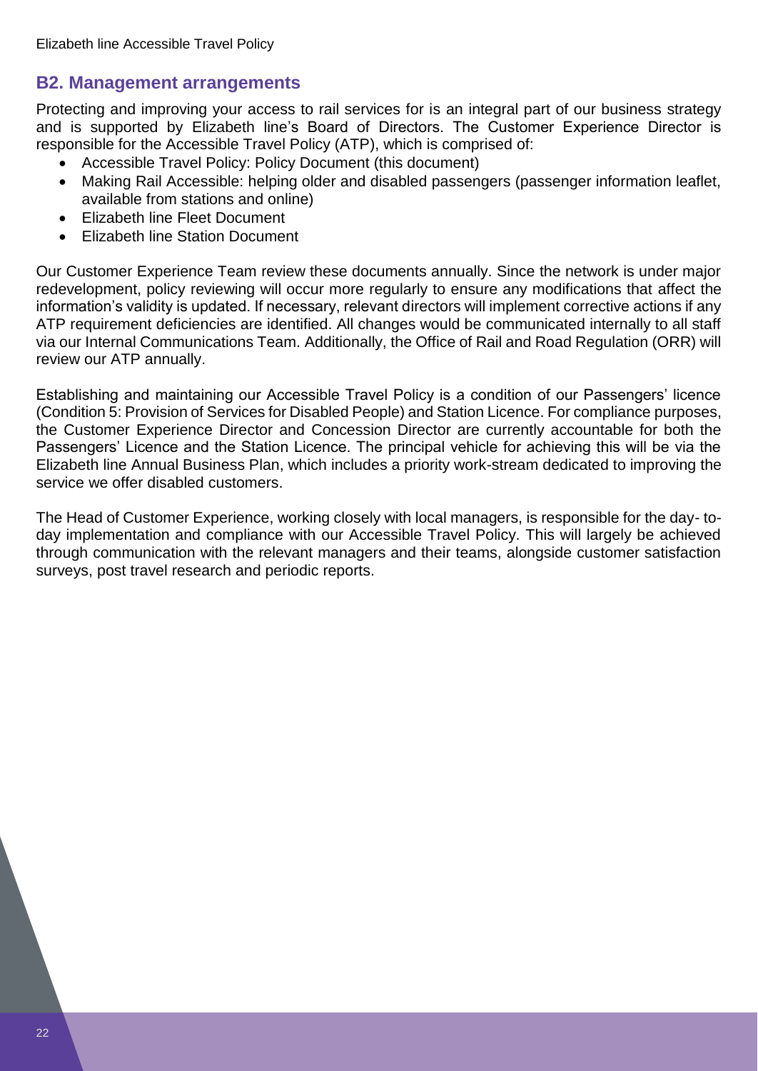## B2. Management arrangements

Protecting and improving your access to rail services for is an integral part of our business strategy and is supported by Elizabeth line's Board of Directors. The Customer Experience Director is responsible for the Accessible Travel Policy (ATP), which is comprised of:

- Accessible Travel Policy: Policy Document (this document)
- Making Rail Accessible: helping older and disabled passengers (passenger information leaflet, available from stations and online)
- Elizabeth line Fleet Document
- Elizabeth line Station Document

Our Customer Experience Team review these documents annually. Since the network is under major redevelopment, policy reviewing will occur more regularly to ensure any modifications that affect the information's validity is updated. If necessary, relevant directors will implement corrective actions if any ATP requirement deficiencies are identified. All changes would be communicated internally to all staff via our Internal Communications Team. Additionally, the Office of Rail and Road Regulation (ORR) will review our ATP annually.

Establishing and maintaining our Accessible Travel Policy is a condition of our Passengers' licence (Condition 5: Provision of Services for Disabled People) and Station Licence. For compliance purposes, the Customer Experience Director and Concession Director are currently accountable for both the Passengers' Licence and the Station Licence. The principal vehicle for achieving this will be via the Elizabeth line Annual Business Plan, which includes a priority work-stream dedicated to improving the service we offer disabled customers.

The Head of Customer Experience, working closely with local managers, is responsible for the day- to-day implementation and compliance with our Accessible Travel Policy. This will largely be achieved through communication with the relevant managers and their teams, alongside customer satisfaction surveys, post travel research and periodic reports.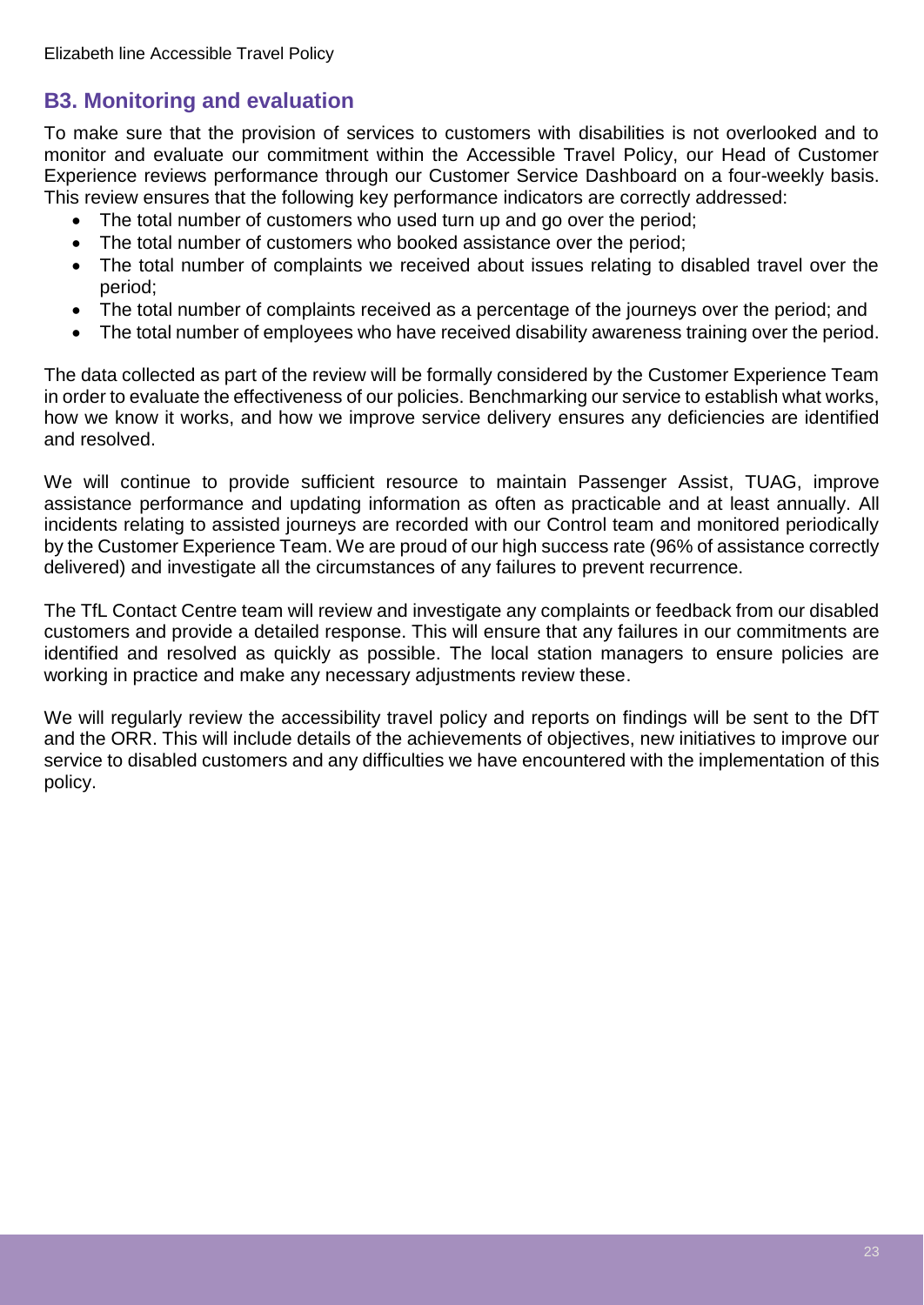## B3. Monitoring and evaluation

To make sure that the provision of services to customers with disabilities is not overlooked and to monitor and evaluate our commitment within the Accessible Travel Policy, our Head of Customer Experience reviews performance through our Customer Service Dashboard on a four-weekly basis. This review ensures that the following key performance indicators are correctly addressed:

- The total number of customers who used turn up and go over the period;
- The total number of customers who booked assistance over the period;
- The total number of complaints we received about issues relating to disabled travel over the period;
- The total number of complaints received as a percentage of the journeys over the period; and
- The total number of employees who have received disability awareness training over the period.

The data collected as part of the review will be formally considered by the Customer Experience Team in order to evaluate the effectiveness of our policies. Benchmarking our service to establish what works, how we know it works, and how we improve service delivery ensures any deficiencies are identified and resolved.

We will continue to provide sufficient resource to maintain Passenger Assist, TUAG, improve assistance performance and updating information as often as practicable and at least annually. All incidents relating to assisted journeys are recorded with our Control team and monitored periodically by the Customer Experience Team. We are proud of our high success rate (96% of assistance correctly delivered) and investigate all the circumstances of any failures to prevent recurrence.

The TfL Contact Centre team will review and investigate any complaints or feedback from our disabled customers and provide a detailed response. This will ensure that any failures in our commitments are identified and resolved as quickly as possible. The local station managers to ensure policies are working in practice and make any necessary adjustments review these.

We will regularly review the accessibility travel policy and reports on findings will be sent to the DfT and the ORR. This will include details of the achievements of objectives, new initiatives to improve our service to disabled customers and any difficulties we have encountered with the implementation of this policy.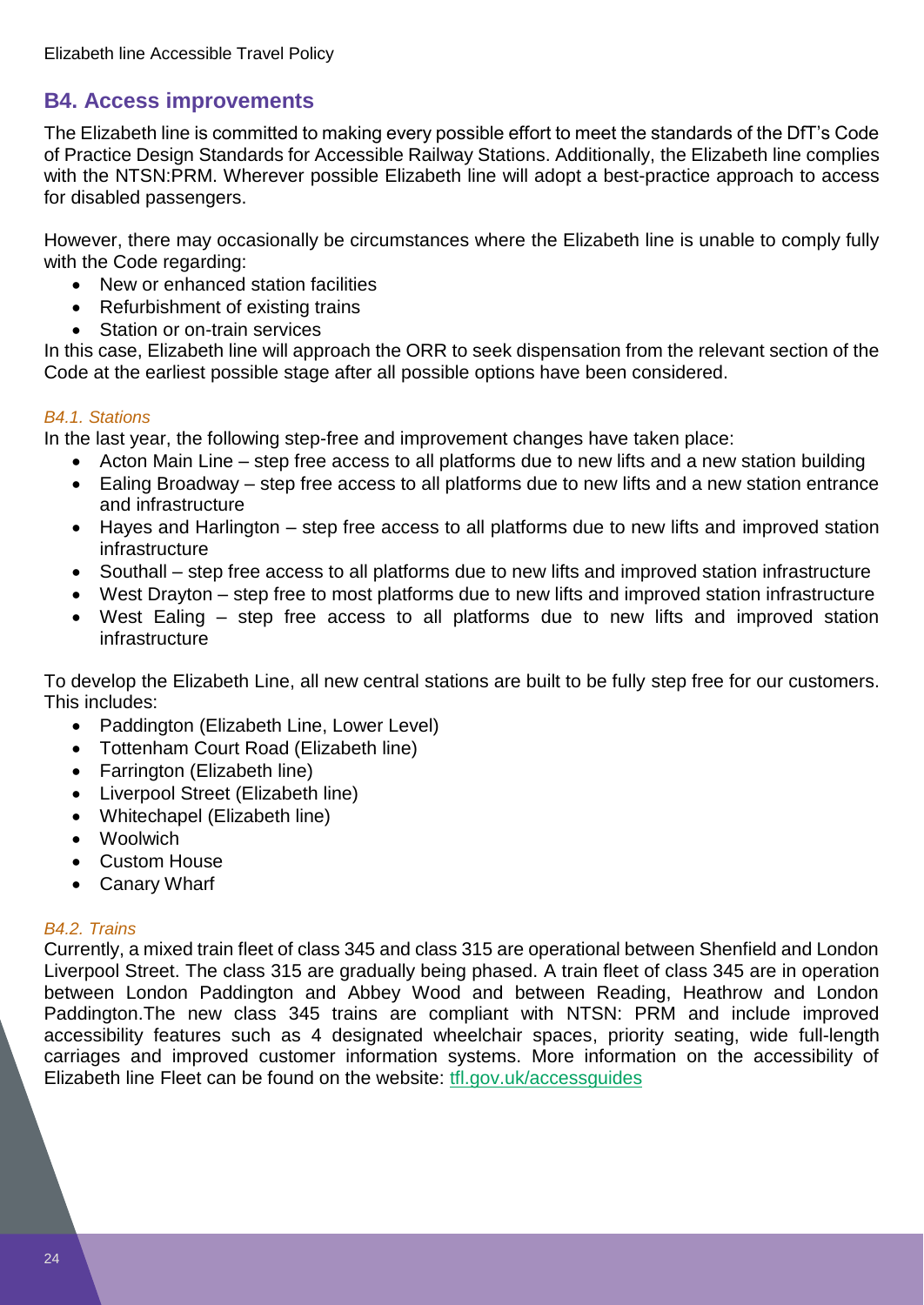## B4. Access improvements

The Elizabeth line is committed to making every possible effort to meet the standards of the DfT's Code of Practice Design Standards for Accessible Railway Stations. Additionally, the Elizabeth line complies with the NTSN:PRM. Wherever possible Elizabeth line will adopt a best-practice approach to access for disabled passengers.

However, there may occasionally be circumstances where the Elizabeth line is unable to comply fully with the Code regarding:

- New or enhanced station facilities
- Refurbishment of existing trains
- Station or on-train services

In this case, Elizabeth line will approach the ORR to seek dispensation from the relevant section of the Code at the earliest possible stage after all possible options have been considered.

### *B4.1. Stations*

In the last year, the following step-free and improvement changes have taken place:

- Acton Main Line – step free access to all platforms due to new lifts and a new station building
- Ealing Broadway – step free access to all platforms due to new lifts and a new station entrance and infrastructure
- Hayes and Harlington – step free access to all platforms due to new lifts and improved station infrastructure
- Southall – step free access to all platforms due to new lifts and improved station infrastructure
- West Drayton – step free to most platforms due to new lifts and improved station infrastructure
- West Ealing – step free access to all platforms due to new lifts and improved station infrastructure

To develop the Elizabeth Line, all new central stations are built to be fully step free for our customers. This includes:

- Paddington (Elizabeth Line, Lower Level)
- Tottenham Court Road (Elizabeth line)
- Farrington (Elizabeth line)
- Liverpool Street (Elizabeth line)
- Whitechapel (Elizabeth line)
- Woolwich
- Custom House
- Canary Wharf

### *B4.2. Trains*

Currently, a mixed train fleet of class 345 and class 315 are operational between Shenfield and London Liverpool Street. The class 315 are gradually being phased. A train fleet of class 345 are in operation between London Paddington and Abbey Wood and between Reading, Heathrow and London Paddington.The new class 345 trains are compliant with NTSN: PRM and include improved accessibility features such as 4 designated wheelchair spaces, priority seating, wide full-length carriages and improved customer information systems. More information on the accessibility of Elizabeth line Fleet can be found on the website: [tfl.gov.uk/accessguides](tfl.gov.uk/accessguides)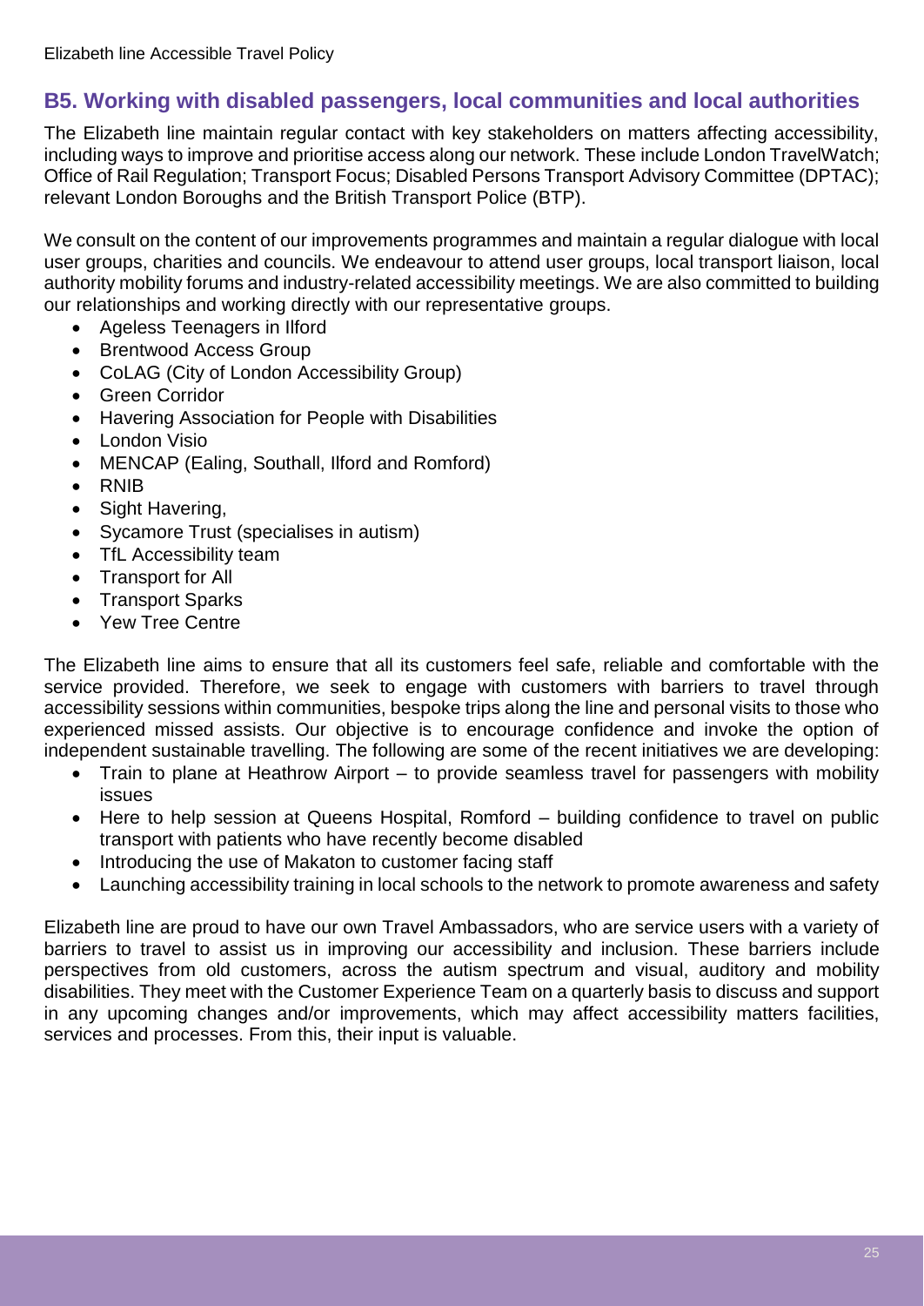## B5. Working with disabled passengers, local communities and local authorities

The Elizabeth line maintain regular contact with key stakeholders on matters affecting accessibility, including ways to improve and prioritise access along our network. These include London TravelWatch; Office of Rail Regulation; Transport Focus; Disabled Persons Transport Advisory Committee (DPTAC); relevant London Boroughs and the British Transport Police (BTP).

We consult on the content of our improvements programmes and maintain a regular dialogue with local user groups, charities and councils. We endeavour to attend user groups, local transport liaison, local authority mobility forums and industry-related accessibility meetings. We are also committed to building our relationships and working directly with our representative groups.

- Ageless Teenagers in Ilford
- Brentwood Access Group
- CoLAG (City of London Accessibility Group)
- Green Corridor
- Havering Association for People with Disabilities
- London Visio
- MENCAP (Ealing, Southall, Ilford and Romford)
- RNIB
- Sight Havering,
- Sycamore Trust (specialises in autism)
- TfL Accessibility team
- Transport for All
- Transport Sparks
- Yew Tree Centre

The Elizabeth line aims to ensure that all its customers feel safe, reliable and comfortable with the service provided. Therefore, we seek to engage with customers with barriers to travel through accessibility sessions within communities, bespoke trips along the line and personal visits to those who experienced missed assists. Our objective is to encourage confidence and invoke the option of independent sustainable travelling. The following are some of the recent initiatives we are developing:

- Train to plane at Heathrow Airport – to provide seamless travel for passengers with mobility issues
- Here to help session at Queens Hospital, Romford – building confidence to travel on public transport with patients who have recently become disabled
- Introducing the use of Makaton to customer facing staff
- Launching accessibility training in local schools to the network to promote awareness and safety

Elizabeth line are proud to have our own Travel Ambassadors, who are service users with a variety of barriers to travel to assist us in improving our accessibility and inclusion. These barriers include perspectives from old customers, across the autism spectrum and visual, auditory and mobility disabilities. They meet with the Customer Experience Team on a quarterly basis to discuss and support in any upcoming changes and/or improvements, which may affect accessibility matters facilities, services and processes. From this, their input is valuable.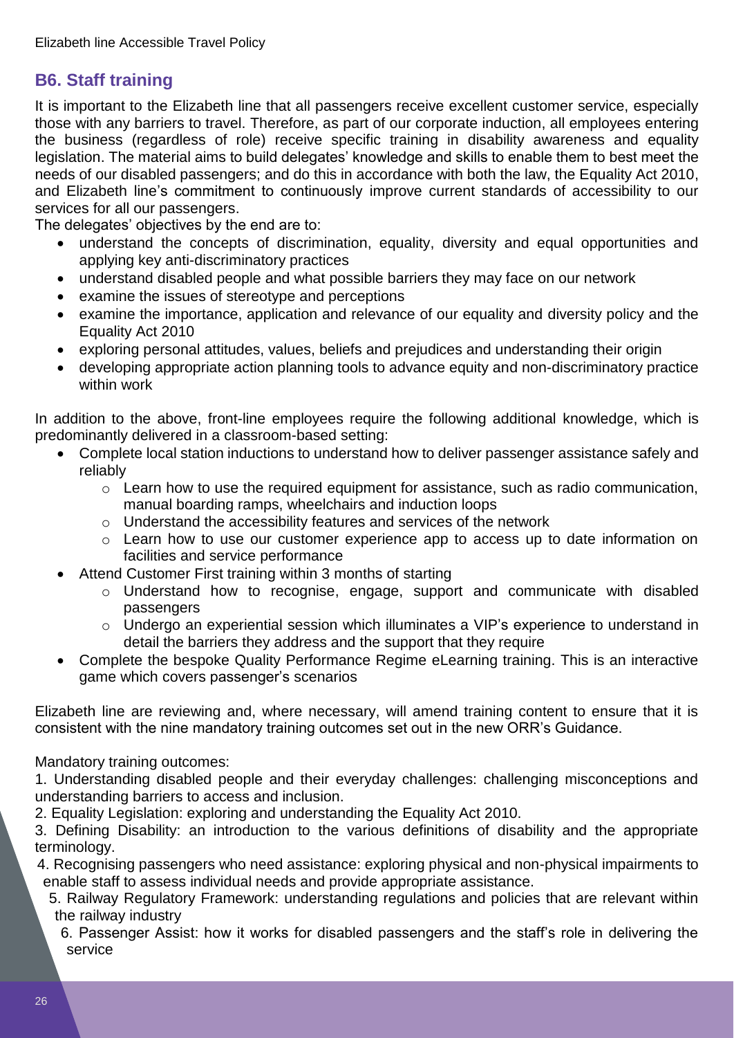## B6. Staff training

It is important to the Elizabeth line that all passengers receive excellent customer service, especially those with any barriers to travel. Therefore, as part of our corporate induction, all employees entering the business (regardless of role) receive specific training in disability awareness and equality legislation. The material aims to build delegates' knowledge and skills to enable them to best meet the needs of our disabled passengers; and do this in accordance with both the law, the Equality Act 2010, and Elizabeth line's commitment to continuously improve current standards of accessibility to our services for all our passengers.

The delegates' objectives by the end are to:

- understand the concepts of discrimination, equality, diversity and equal opportunities and applying key anti-discriminatory practices
- understand disabled people and what possible barriers they may face on our network
- examine the issues of stereotype and perceptions
- examine the importance, application and relevance of our equality and diversity policy and the Equality Act 2010
- exploring personal attitudes, values, beliefs and prejudices and understanding their origin
- developing appropriate action planning tools to advance equity and non-discriminatory practice within work

In addition to the above, front-line employees require the following additional knowledge, which is predominantly delivered in a classroom-based setting:

- Complete local station inductions to understand how to deliver passenger assistance safely and reliably
  - Learn how to use the required equipment for assistance, such as radio communication, manual boarding ramps, wheelchairs and induction loops
  - Understand the accessibility features and services of the network
  - Learn how to use our customer experience app to access up to date information on facilities and service performance
- Attend Customer First training within 3 months of starting
  - Understand how to recognise, engage, support and communicate with disabled passengers
  - Undergo an experiential session which illuminates a VIP's experience to understand in detail the barriers they address and the support that they require
- Complete the bespoke Quality Performance Regime eLearning training. This is an interactive game which covers passenger's scenarios

Elizabeth line are reviewing and, where necessary, will amend training content to ensure that it is consistent with the nine mandatory training outcomes set out in the new ORR's Guidance.

Mandatory training outcomes:

1. Understanding disabled people and their everyday challenges: challenging misconceptions and understanding barriers to access and inclusion.
2. Equality Legislation: exploring and understanding the Equality Act 2010.
3. Defining Disability: an introduction to the various definitions of disability and the appropriate terminology.
4. Recognising passengers who need assistance: exploring physical and non-physical impairments to enable staff to assess individual needs and provide appropriate assistance.
5. Railway Regulatory Framework: understanding regulations and policies that are relevant within the railway industry
6. Passenger Assist: how it works for disabled passengers and the staff's role in delivering the service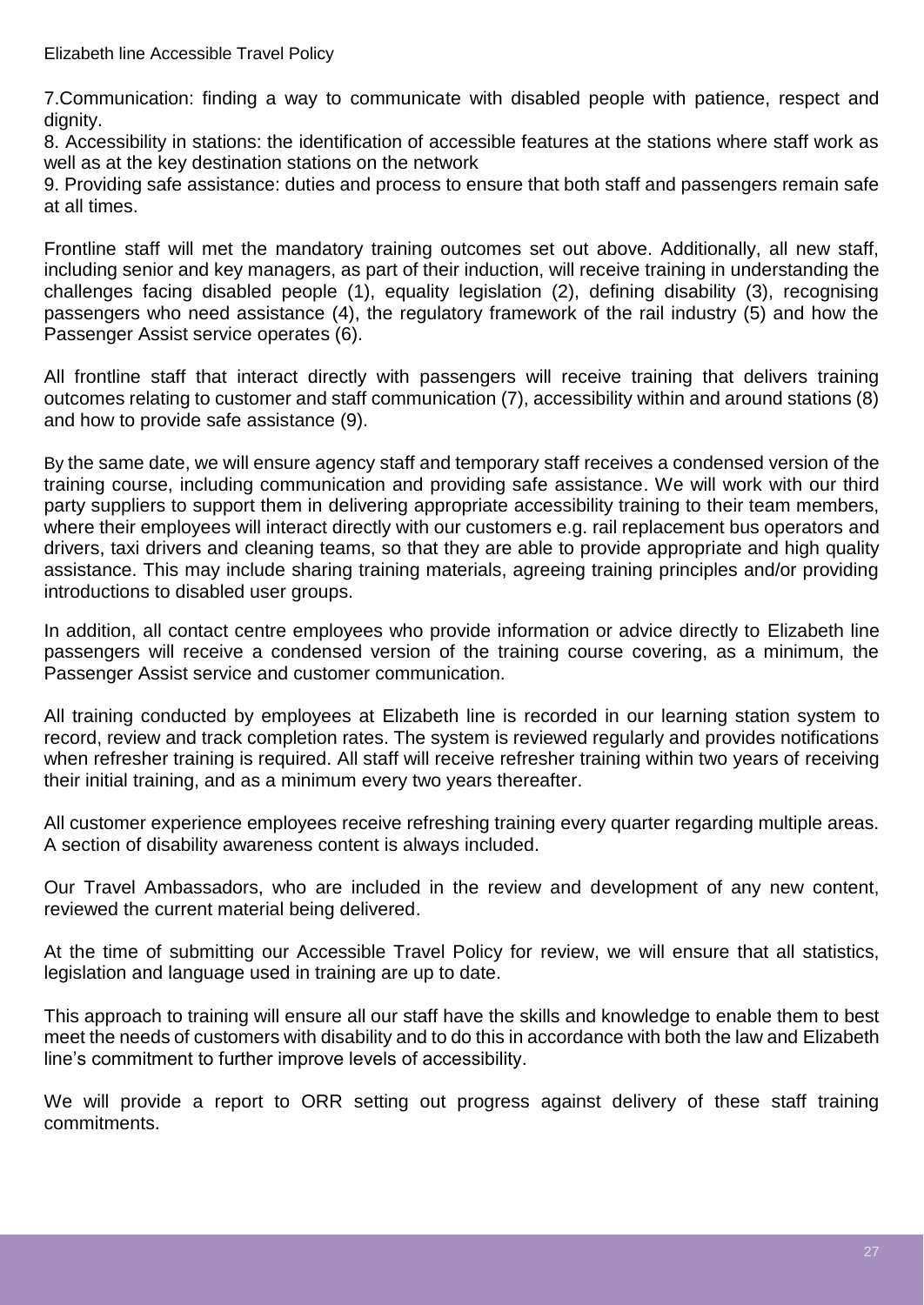7.Communication: finding a way to communicate with disabled people with patience, respect and dignity.
8. Accessibility in stations: the identification of accessible features at the stations where staff work as well as at the key destination stations on the network
9. Providing safe assistance: duties and process to ensure that both staff and passengers remain safe at all times.

Frontline staff will met the mandatory training outcomes set out above. Additionally, all new staff, including senior and key managers, as part of their induction, will receive training in understanding the challenges facing disabled people (1), equality legislation (2), defining disability (3), recognising passengers who need assistance (4), the regulatory framework of the rail industry (5) and how the Passenger Assist service operates (6).

All frontline staff that interact directly with passengers will receive training that delivers training outcomes relating to customer and staff communication (7), accessibility within and around stations (8) and how to provide safe assistance (9).

By the same date, we will ensure agency staff and temporary staff receives a condensed version of the training course, including communication and providing safe assistance. We will work with our third party suppliers to support them in delivering appropriate accessibility training to their team members, where their employees will interact directly with our customers e.g. rail replacement bus operators and drivers, taxi drivers and cleaning teams, so that they are able to provide appropriate and high quality assistance. This may include sharing training materials, agreeing training principles and/or providing introductions to disabled user groups.

In addition, all contact centre employees who provide information or advice directly to Elizabeth line passengers will receive a condensed version of the training course covering, as a minimum, the Passenger Assist service and customer communication.

All training conducted by employees at Elizabeth line is recorded in our learning station system to record, review and track completion rates. The system is reviewed regularly and provides notifications when refresher training is required. All staff will receive refresher training within two years of receiving their initial training, and as a minimum every two years thereafter.

All customer experience employees receive refreshing training every quarter regarding multiple areas. A section of disability awareness content is always included.

Our Travel Ambassadors, who are included in the review and development of any new content, reviewed the current material being delivered.

At the time of submitting our Accessible Travel Policy for review, we will ensure that all statistics, legislation and language used in training are up to date.

This approach to training will ensure all our staff have the skills and knowledge to enable them to best meet the needs of customers with disability and to do this in accordance with both the law and Elizabeth line's commitment to further improve levels of accessibility.

We will provide a report to ORR setting out progress against delivery of these staff training commitments.